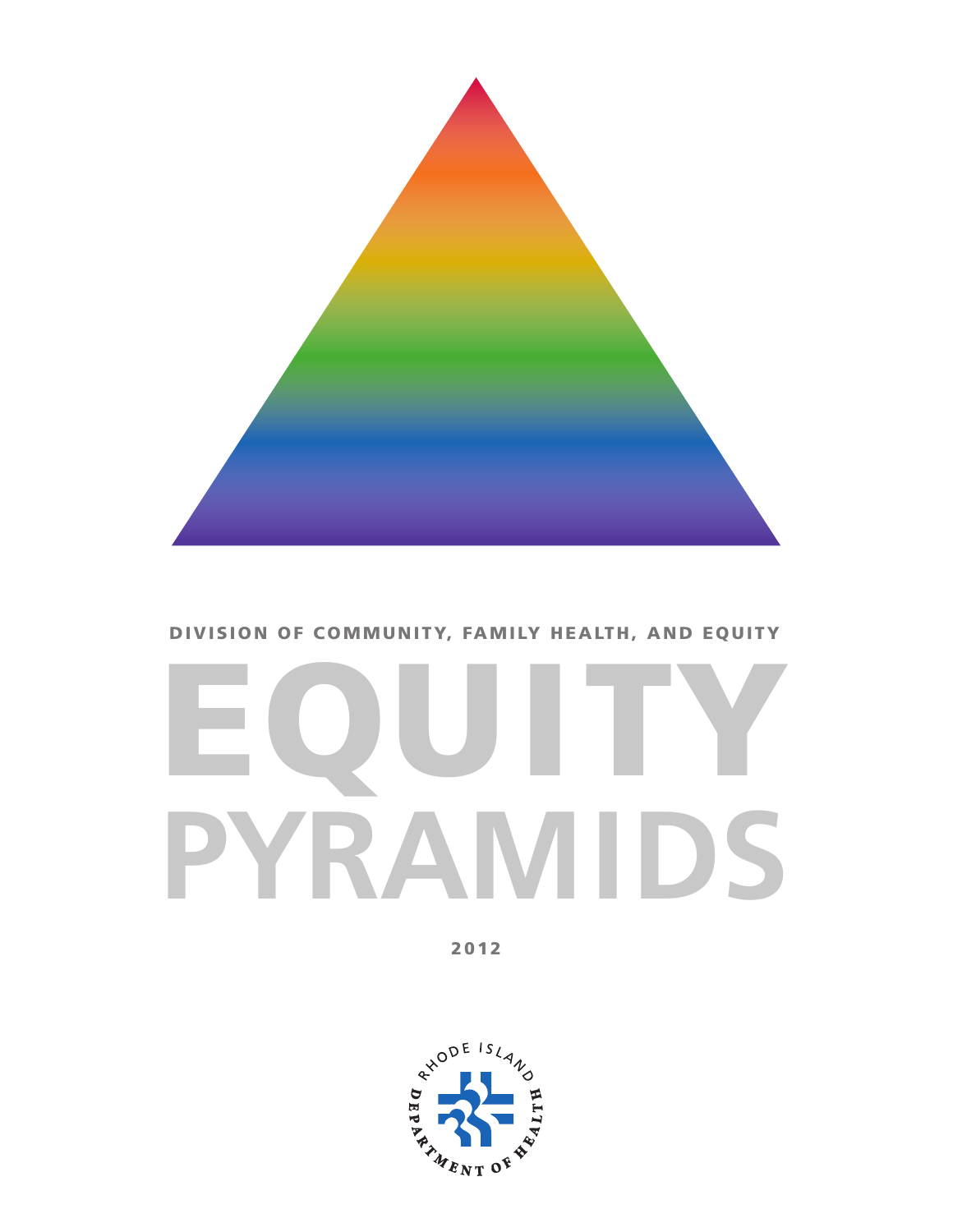DIVISION OF COMMUNITY, FAMILY HEALTH, AND EQUITY

# EQUITY PYRAMIDS

2012

RHODE ISLAND DEPARTMENT OF HEALTH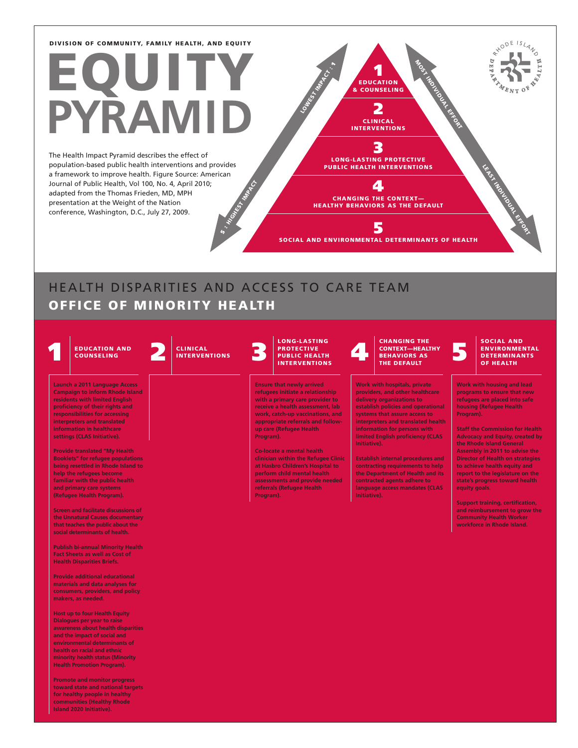DIVISION OF COMMUNITY, FAMILY HEALTH, AND EQUITY

# EQUITY PYRAMID

The Health Impact Pyramid describes the effect of population-based public health interventions and provides a framework to improve health. Figure Source: American Journal of Public Health, Vol 100, No. 4, April 2010; adapted from the Thomas Frieden, MD, MPH presentation at the Weight of the Nation conference, Washington, D.C., July 27, 2009.

1 EDUCATION & COUNSELING

2 CLINICAL INTERVENTIONS

3 LONG-LASTING PROTECTIVE PUBLIC HEALTH INTERVENTIONS

4 CHANGING THE CONTEXT—HEALTHY BEHAVIORS AS THE DEFAULT

5 SOCIAL AND ENVIRONMENTAL DETERMINANTS OF HEALTH

LOWEST IMPACT : 1

5 : HIGHEST IMPACT

MOST INDIVIDUAL EFFORT

LEAST INDIVIDUAL EFFORT

RHODE ISLAND DEPARTMENT OF HEALTH

## HEALTH DISPARITIES AND ACCESS TO CARE TEAM

## OFFICE OF MINORITY HEALTH

### 1 EDUCATION AND COUNSELING

**Launch a 2011 Language Access Campaign to inform Rhode Island residents with limited English proficiency of their rights and responsibilities for accessing interpreters and translated information in healthcare settings (CLAS Initiative).**

**Provide translated "My Health Booklets" for refugee populations being resettled in Rhode Island to help the refugees become familiar with the public health and primary care systems (Refugee Health Program).**

**Screen and facilitate discussions of the Unnatural Causes documentary that teaches the public about the social determinants of health.**

**Publish bi-annual Minority Health Fact Sheets as well as Cost of Health Disparities Briefs.**

**Provide additional educational materials and data analyses for consumers, providers, and policy makers, as needed.**

**Host up to four Health Equity Dialogues per year to raise awareness about health disparities and the impact of social and environmental determinants of health on racial and ethnic minority health status (Minority Health Promotion Program).**

**Promote and monitor progress toward state and national targets for healthy people in healthy communities (Healthy Rhode Island 2020 Initiative).**

### 2 CLINICAL INTERVENTIONS

### 3 LONG-LASTING PROTECTIVE PUBLIC HEALTH INTERVENTIONS

**Ensure that newly arrived refugees initiate a relationship with a primary care provider to receive a health assessment, lab work, catch-up vaccinations, and appropriate referrals and follow-up care (Refugee Health Program).**

**Co-locate a mental health clinician within the Refugee Clinic at Hasbro Children's Hospital to perform child mental health assessments and provide needed referrals (Refugee Health Program).**

### 4 CHANGING THE CONTEXT—HEALTHY BEHAVIORS AS THE DEFAULT

**Work with hospitals, private providers, and other healthcare delivery organizations to establish policies and operational systems that assure access to interpreters and translated health information for persons with limited English proficiency (CLAS Initiative).**

**Establish internal procedures and contracting requirements to help the Department of Health and its contracted agents adhere to language access mandates (CLAS Initiative).**

### 5 SOCIAL AND ENVIRONMENTAL DETERMINANTS OF HEALTH

**Work with housing and lead programs to ensure that new refugees are placed into safe housing (Refugee Health Program).**

**Staff the Commission for Health Advocacy and Equity, created by the Rhode Island General Assembly in 2011 to advise the Director of Health on strategies to achieve health equity and report to the legislature on the state's progress toward health equity goals.**

**Support training, certification, and reimbursement to grow the Community Health Worker workforce in Rhode Island.**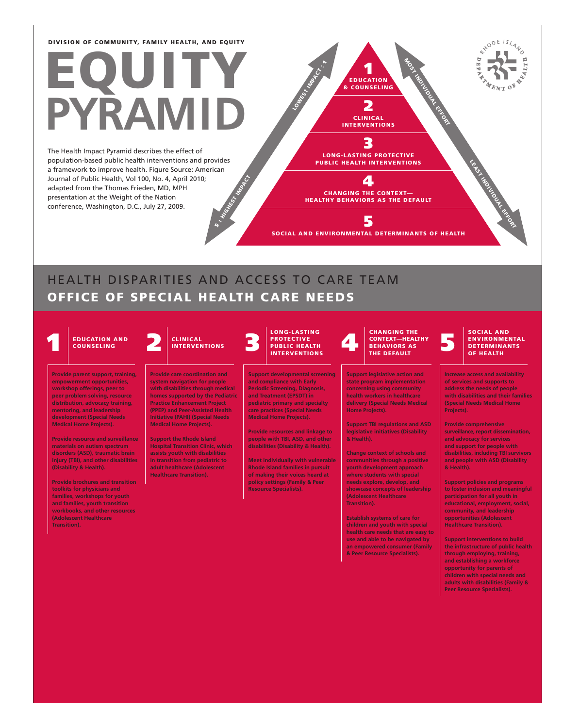DIVISION OF COMMUNITY, FAMILY HEALTH, AND EQUITY

# EQUITY PYRAMID

The Health Impact Pyramid describes the effect of population-based public health interventions and provides a framework to improve health. Figure Source: American Journal of Public Health, Vol 100, No. 4, April 2010; adapted from the Thomas Frieden, MD, MPH presentation at the Weight of the Nation conference, Washington, D.C., July 27, 2009.

LOWEST IMPACT : 1

5 : HIGHEST IMPACT

MOST INDIVIDUAL EFFORT

LEAST INDIVIDUAL EFFORT

1 EDUCATION & COUNSELING

2 CLINICAL INTERVENTIONS

3 LONG-LASTING PROTECTIVE PUBLIC HEALTH INTERVENTIONS

4 CHANGING THE CONTEXT—HEALTHY BEHAVIORS AS THE DEFAULT

5 SOCIAL AND ENVIRONMENTAL DETERMINANTS OF HEALTH

RHODE ISLAND DEPARTMENT OF HEALTH

## HEALTH DISPARITIES AND ACCESS TO CARE TEAM

## OFFICE OF SPECIAL HEALTH CARE NEEDS

### 1 EDUCATION AND COUNSELING

**Provide parent support, training, empowerment opportunities, workshop offerings, peer to peer problem solving, resource distribution, advocacy training, mentoring, and leadership development (Special Needs Medical Home Projects).**

**Provide resource and surveillance materials on autism spectrum disorders (ASD), traumatic brain injury (TBI), and other disabilities (Disability & Health).**

**Provide brochures and transition toolkits for physicians and families, workshops for youth and families, youth transition workbooks, and other resources (Adolescent Healthcare Transition).**

### 2 CLINICAL INTERVENTIONS

**Provide care coordination and system navigation for people with disabilities through medical homes supported by the Pediatric Practice Enhancement Project (PPEP) and Peer-Assisted Health Initiative (PAHI) (Special Needs Medical Home Projects).**

**Support the Rhode Island Hospital Transition Clinic, which assists youth with disabilities in transition from pediatric to adult healthcare (Adolescent Healthcare Transition).**

### 3 LONG-LASTING PROTECTIVE PUBLIC HEALTH INTERVENTIONS

**Support developmental screening and compliance with Early Periodic Screening, Diagnosis, and Treatment (EPSDT) in pediatric primary and specialty care practices (Special Needs Medical Home Projects).**

**Provide resources and linkage to people with TBI, ASD, and other disabilities (Disability & Health).**

**Meet individually with vulnerable Rhode Island families in pursuit of making their voices heard at policy settings (Family & Peer Resource Specialists).**

### 4 CHANGING THE CONTEXT—HEALTHY BEHAVIORS AS THE DEFAULT

**Support legislative action and state program implementation concerning using community health workers in healthcare delivery (Special Needs Medical Home Projects).**

**Support TBI regulations and ASD legislative initiatives (Disability & Health).**

**Change context of schools and communities through a positive youth development approach where students with special needs explore, develop, and showcase concepts of leadership (Adolescent Healthcare Transition).**

**Establish systems of care for children and youth with special health care needs that are easy to use and able to be navigated by an empowered consumer (Family & Peer Resource Specialists).**

### 5 SOCIAL AND ENVIRONMENTAL DETERMINANTS OF HEALTH

**Increase access and availability of services and supports to address the needs of people with disabilities and their families (Special Needs Medical Home Projects).**

**Provide comprehensive surveillance, report dissemination, and advocacy for services and support for people with disabilities, including TBI survivors and people with ASD (Disability & Health).**

**Support policies and programs to foster inclusion and meaningful participation for all youth in educational, employment, social, community, and leadership opportunities (Adolescent Healthcare Transition).**

**Support interventions to build the infrastructure of public health through employing, training, and establishing a workforce opportunity for parents of children with special needs and adults with disabilities (Family & Peer Resource Specialists).**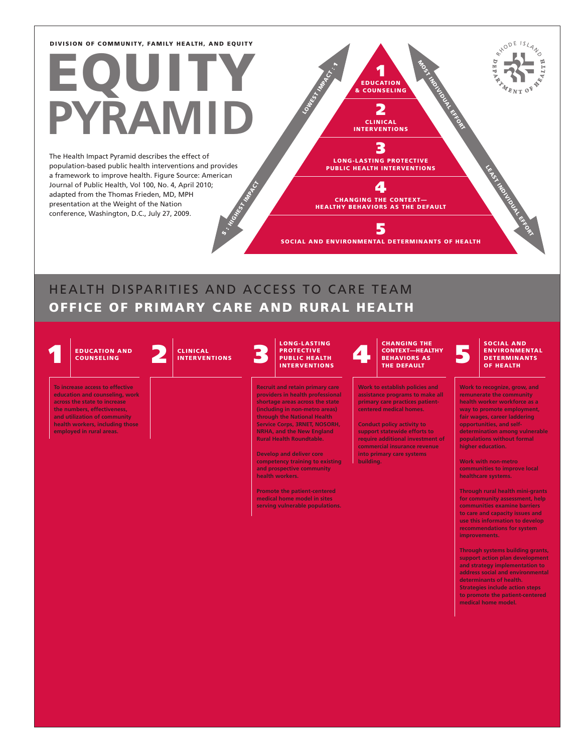DIVISION OF COMMUNITY, FAMILY HEALTH, AND EQUITY

# EQUITY PYRAMID

The Health Impact Pyramid describes the effect of population-based public health interventions and provides a framework to improve health. Figure Source: American Journal of Public Health, Vol 100, No. 4, April 2010; adapted from the Thomas Frieden, MD, MPH presentation at the Weight of the Nation conference, Washington, D.C., July 27, 2009.

LOWEST IMPACT : 1

5 : HIGHEST IMPACT

MOST INDIVIDUAL EFFORT

LEAST INDIVIDUAL EFFORT

1 EDUCATION & COUNSELING

2 CLINICAL INTERVENTIONS

3 LONG-LASTING PROTECTIVE PUBLIC HEALTH INTERVENTIONS

4 CHANGING THE CONTEXT— HEALTHY BEHAVIORS AS THE DEFAULT

5 SOCIAL AND ENVIRONMENTAL DETERMINANTS OF HEALTH

RHODE ISLAND DEPARTMENT OF HEALTH

## HEALTH DISPARITIES AND ACCESS TO CARE TEAM

## OFFICE OF PRIMARY CARE AND RURAL HEALTH

### 1 EDUCATION AND COUNSELING

**To increase access to effective education and counseling, work across the state to increase the numbers, effectiveness, and utilization of community health workers, including those employed in rural areas.**

### 2 CLINICAL INTERVENTIONS

### 3 LONG-LASTING PROTECTIVE PUBLIC HEALTH INTERVENTIONS

**Recruit and retain primary care providers in health professional shortage areas across the state (including in non-metro areas) through the National Health Service Corps, 3RNET, NOSORH, NRHA, and the New England Rural Health Roundtable.**

**Develop and deliver core competency training to existing and prospective community health workers.**

**Promote the patient-centered medical home model in sites serving vulnerable populations.**

### 4 CHANGING THE CONTEXT—HEALTHY BEHAVIORS AS THE DEFAULT

**Work to establish policies and assistance programs to make all primary care practices patient-centered medical homes.**

**Conduct policy activity to support statewide efforts to require additional investment of commercial insurance revenue into primary care systems building.**

### 5 SOCIAL AND ENVIRONMENTAL DETERMINANTS OF HEALTH

**Work to recognize, grow, and remunerate the community health worker workforce as a way to promote employment, fair wages, career laddering opportunities, and self-determination among vulnerable populations without formal higher education.**

**Work with non-metro communities to improve local healthcare systems.**

**Through rural health mini-grants for community assessment, help communities examine barriers to care and capacity issues and use this information to develop recommendations for system improvements.**

**Through systems building grants, support action plan development and strategy implementation to address social and environmental determinants of health. Strategies include action steps to promote the patient-centered medical home model.**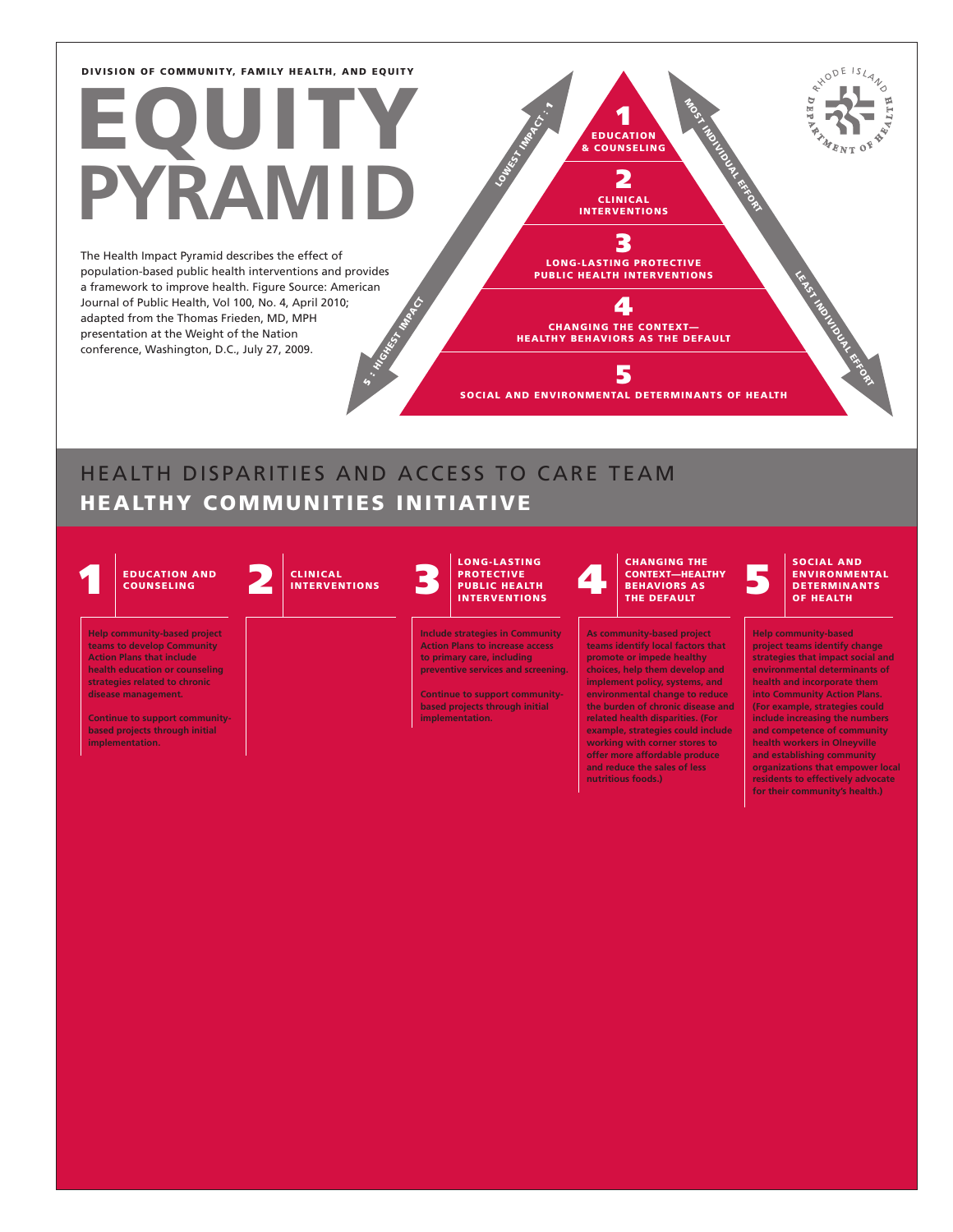DIVISION OF COMMUNITY, FAMILY HEALTH, AND EQUITY

# EQUITY PYRAMID

The Health Impact Pyramid describes the effect of population-based public health interventions and provides a framework to improve health. Figure Source: American Journal of Public Health, Vol 100, No. 4, April 2010; adapted from the Thomas Frieden, MD, MPH presentation at the Weight of the Nation conference, Washington, D.C., July 27, 2009.

1 EDUCATION & COUNSELING

2 CLINICAL INTERVENTIONS

3 LONG-LASTING PROTECTIVE PUBLIC HEALTH INTERVENTIONS

4 CHANGING THE CONTEXT—HEALTHY BEHAVIORS AS THE DEFAULT

5 SOCIAL AND ENVIRONMENTAL DETERMINANTS OF HEALTH

LOWEST IMPACT : 1

5 : HIGHEST IMPACT

MOST INDIVIDUAL EFFORT

LEAST INDIVIDUAL EFFORT

RHODE ISLAND DEPARTMENT OF HEALTH

## HEALTH DISPARITIES AND ACCESS TO CARE TEAM

## HEALTHY COMMUNITIES INITIATIVE

### 1 EDUCATION AND COUNSELING

**Help community-based project teams to develop Community Action Plans that include health education or counseling strategies related to chronic disease management.**

**Continue to support community-based projects through initial implementation.**

### 2 CLINICAL INTERVENTIONS

### 3 LONG-LASTING PROTECTIVE PUBLIC HEALTH INTERVENTIONS

**Include strategies in Community Action Plans to increase access to primary care, including preventive services and screening.**

**Continue to support community-based projects through initial implementation.**

### 4 CHANGING THE CONTEXT—HEALTHY BEHAVIORS AS THE DEFAULT

**As community-based project teams identify local factors that promote or impede healthy choices, help them develop and implement policy, systems, and environmental change to reduce the burden of chronic disease and related health disparities. (For example, strategies could include working with corner stores to offer more affordable produce and reduce the sales of less nutritious foods.)**

### 5 SOCIAL AND ENVIRONMENTAL DETERMINANTS OF HEALTH

**Help community-based project teams identify change strategies that impact social and environmental determinants of health and incorporate them into Community Action Plans. (For example, strategies could include increasing the numbers and competence of community health workers in Olneyville and establishing community organizations that empower local residents to effectively advocate for their community's health.)**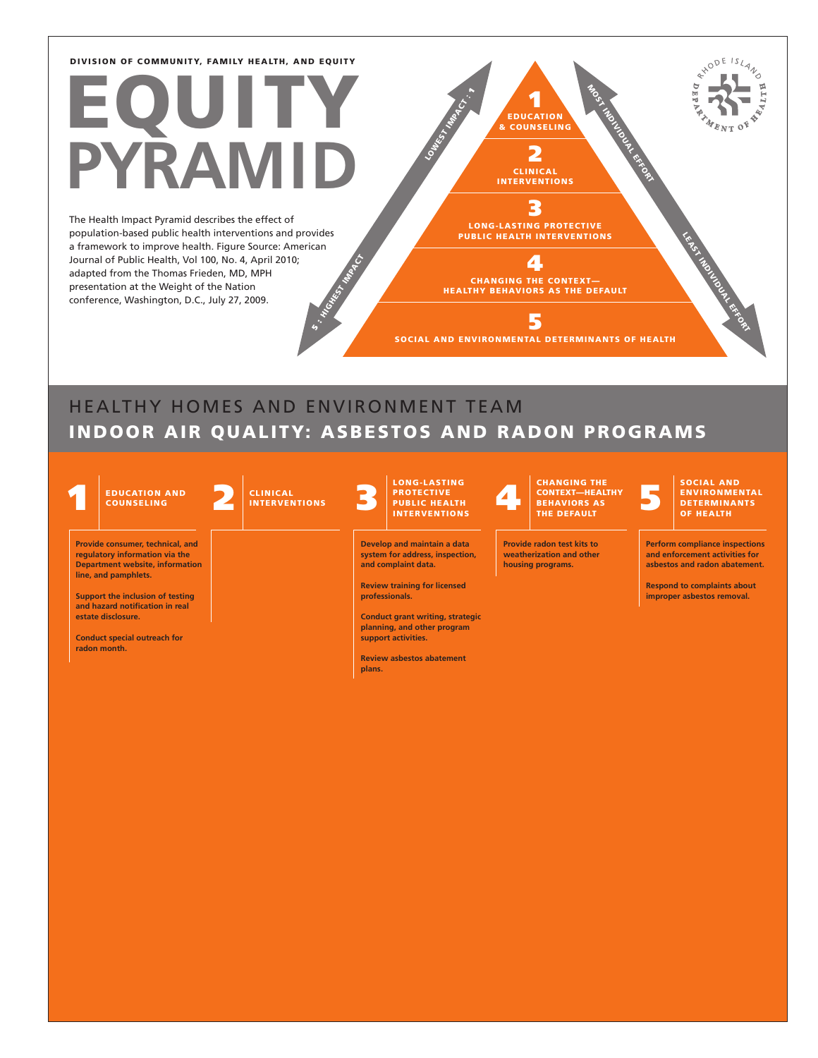DIVISION OF COMMUNITY, FAMILY HEALTH, AND EQUITY

# EQUITY PYRAMID

The Health Impact Pyramid describes the effect of population-based public health interventions and provides a framework to improve health. Figure Source: American Journal of Public Health, Vol 100, No. 4, April 2010; adapted from the Thomas Frieden, MD, MPH presentation at the Weight of the Nation conference, Washington, D.C., July 27, 2009.

LOWEST IMPACT : 1

5 : HIGHEST IMPACT

MOST INDIVIDUAL EFFORT

LEAST INDIVIDUAL EFFORT

1 EDUCATION & COUNSELING

2 CLINICAL INTERVENTIONS

3 LONG-LASTING PROTECTIVE PUBLIC HEALTH INTERVENTIONS

4 CHANGING THE CONTEXT—HEALTHY BEHAVIORS AS THE DEFAULT

5 SOCIAL AND ENVIRONMENTAL DETERMINANTS OF HEALTH

RHODE ISLAND DEPARTMENT OF HEALTH

## HEALTHY HOMES AND ENVIRONMENT TEAM

## INDOOR AIR QUALITY: ASBESTOS AND RADON PROGRAMS

| 1 EDUCATION AND COUNSELING | 2 CLINICAL INTERVENTIONS | 3 LONG-LASTING PROTECTIVE PUBLIC HEALTH INTERVENTIONS | 4 CHANGING THE CONTEXT—HEALTHY BEHAVIORS AS THE DEFAULT | 5 SOCIAL AND ENVIRONMENTAL DETERMINANTS OF HEALTH |
| --- | --- | --- | --- | --- |
| **Provide consumer, technical, and regulatory information via the Department website, information line, and pamphlets.** | | **Develop and maintain a data system for address, inspection, and complaint data.** | **Provide radon test kits to weatherization and other housing programs.** | **Perform compliance inspections and enforcement activities for asbestos and radon abatement.** |
| **Support the inclusion of testing and hazard notification in real estate disclosure.** | | **Review training for licensed professionals.** | | **Respond to complaints about improper asbestos removal.** |
| **Conduct special outreach for radon month.** | | **Conduct grant writing, strategic planning, and other program support activities.** | | |
| | | **Review asbestos abatement plans.** | | |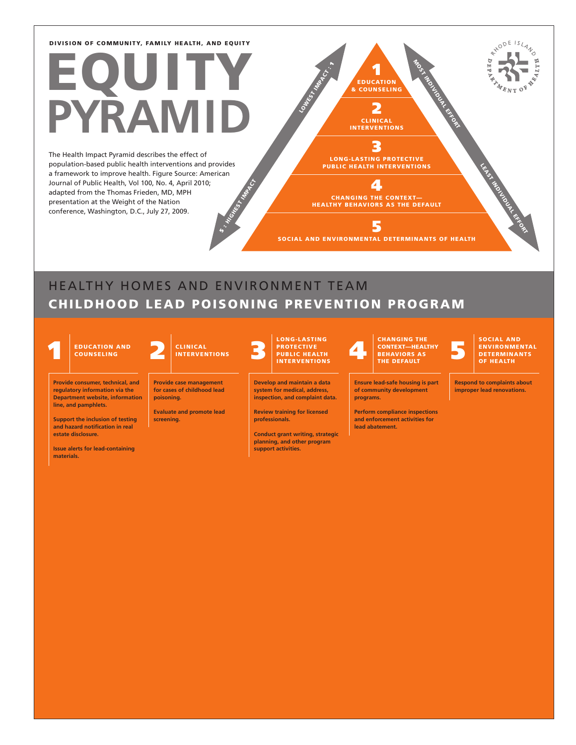DIVISION OF COMMUNITY, FAMILY HEALTH, AND EQUITY

# EQUITY PYRAMID

The Health Impact Pyramid describes the effect of population-based public health interventions and provides a framework to improve health. Figure Source: American Journal of Public Health, Vol 100, No. 4, April 2010; adapted from the Thomas Frieden, MD, MPH presentation at the Weight of the Nation conference, Washington, D.C., July 27, 2009.

LOWEST IMPACT : 1

5 : HIGHEST IMPACT

1 EDUCATION & COUNSELING

2 CLINICAL INTERVENTIONS

3 LONG-LASTING PROTECTIVE PUBLIC HEALTH INTERVENTIONS

4 CHANGING THE CONTEXT—HEALTHY BEHAVIORS AS THE DEFAULT

5 SOCIAL AND ENVIRONMENTAL DETERMINANTS OF HEALTH

MOST INDIVIDUAL EFFORT

LEAST INDIVIDUAL EFFORT

RHODE ISLAND DEPARTMENT OF HEALTH

## HEALTHY HOMES AND ENVIRONMENT TEAM

## CHILDHOOD LEAD POISONING PREVENTION PROGRAM

### 1 EDUCATION AND COUNSELING

**Provide consumer, technical, and regulatory information via the Department website, information line, and pamphlets.**

**Support the inclusion of testing and hazard notification in real estate disclosure.**

**Issue alerts for lead-containing materials.**

### 2 CLINICAL INTERVENTIONS

**Provide case management for cases of childhood lead poisoning.**

**Evaluate and promote lead screening.**

### 3 LONG-LASTING PROTECTIVE PUBLIC HEALTH INTERVENTIONS

**Develop and maintain a data system for medical, address, inspection, and complaint data.**

**Review training for licensed professionals.**

**Conduct grant writing, strategic planning, and other program support activities.**

### 4 CHANGING THE CONTEXT—HEALTHY BEHAVIORS AS THE DEFAULT

**Ensure lead-safe housing is part of community development programs.**

**Perform compliance inspections and enforcement activities for lead abatement.**

### 5 SOCIAL AND ENVIRONMENTAL DETERMINANTS OF HEALTH

**Respond to complaints about improper lead renovations.**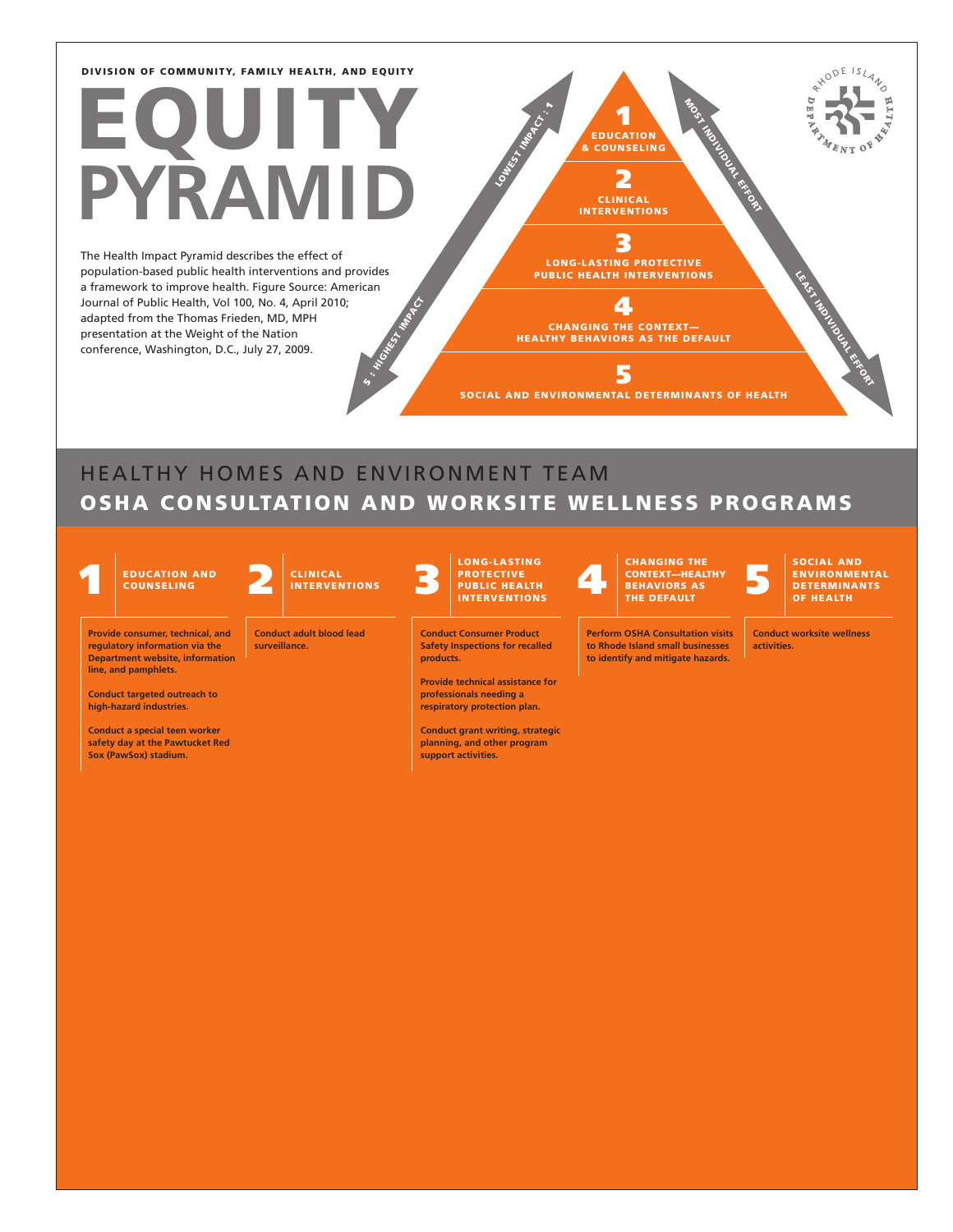DIVISION OF COMMUNITY, FAMILY HEALTH, AND EQUITY

# EQUITY PYRAMID

The Health Impact Pyramid describes the effect of population-based public health interventions and provides a framework to improve health. Figure Source: American Journal of Public Health, Vol 100, No. 4, April 2010; adapted from the Thomas Frieden, MD, MPH presentation at the Weight of the Nation conference, Washington, D.C., July 27, 2009.

1 EDUCATION & COUNSELING

2 CLINICAL INTERVENTIONS

3 LONG-LASTING PROTECTIVE PUBLIC HEALTH INTERVENTIONS

4 CHANGING THE CONTEXT—HEALTHY BEHAVIORS AS THE DEFAULT

5 SOCIAL AND ENVIRONMENTAL DETERMINANTS OF HEALTH

LOWEST IMPACT : 1

5 : HIGHEST IMPACT

MOST INDIVIDUAL EFFORT

LEAST INDIVIDUAL EFFORT

## HEALTHY HOMES AND ENVIRONMENT TEAM

## OSHA CONSULTATION AND WORKSITE WELLNESS PROGRAMS

| 1 EDUCATION AND COUNSELING | 2 CLINICAL INTERVENTIONS | 3 LONG-LASTING PROTECTIVE PUBLIC HEALTH INTERVENTIONS | 4 CHANGING THE CONTEXT—HEALTHY BEHAVIORS AS THE DEFAULT | 5 SOCIAL AND ENVIRONMENTAL DETERMINANTS OF HEALTH |
|---|---|---|---|---|
| **Provide consumer, technical, and regulatory information via the Department website, information line, and pamphlets.** | **Conduct adult blood lead surveillance.** | **Conduct Consumer Product Safety Inspections for recalled products.** | **Perform OSHA Consultation visits to Rhode Island small businesses to identify and mitigate hazards.** | **Conduct worksite wellness activities.** |
| **Conduct targeted outreach to high-hazard industries.** | | **Provide technical assistance for professionals needing a respiratory protection plan.** | | |
| **Conduct a special teen worker safety day at the Pawtucket Red Sox (PawSox) stadium.** | | **Conduct grant writing, strategic planning, and other program support activities.** | | |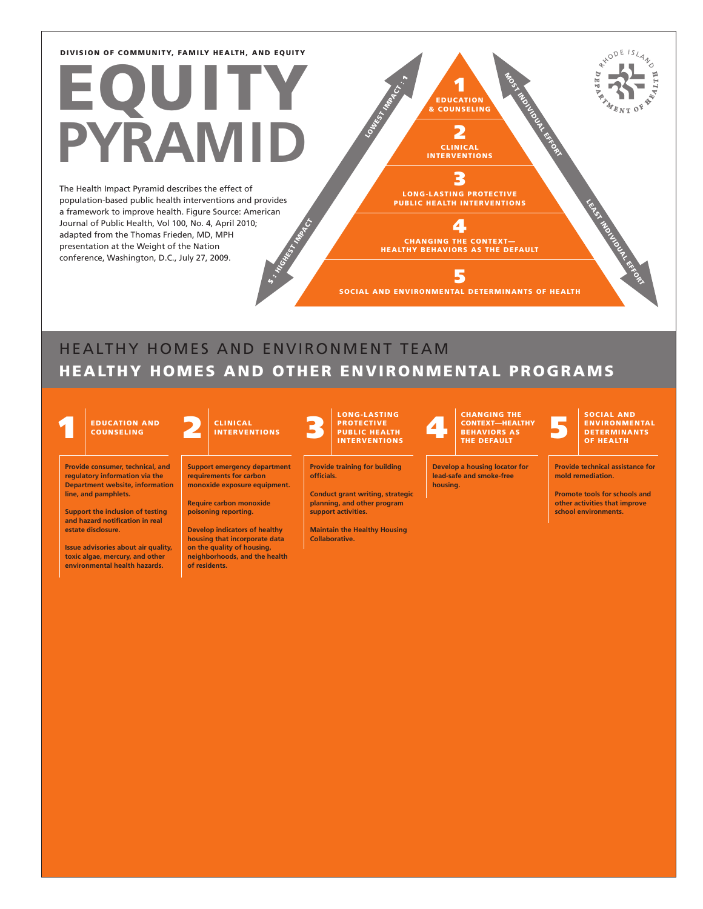DIVISION OF COMMUNITY, FAMILY HEALTH, AND EQUITY

# EQUITY PYRAMID

The Health Impact Pyramid describes the effect of population-based public health interventions and provides a framework to improve health. Figure Source: American Journal of Public Health, Vol 100, No. 4, April 2010; adapted from the Thomas Frieden, MD, MPH presentation at the Weight of the Nation conference, Washington, D.C., July 27, 2009.

LOWEST IMPACT : 1

5 : HIGHEST IMPACT

1 EDUCATION & COUNSELING

2 CLINICAL INTERVENTIONS

3 LONG-LASTING PROTECTIVE PUBLIC HEALTH INTERVENTIONS

4 CHANGING THE CONTEXT—HEALTHY BEHAVIORS AS THE DEFAULT

5 SOCIAL AND ENVIRONMENTAL DETERMINANTS OF HEALTH

MOST INDIVIDUAL EFFORT

LEAST INDIVIDUAL EFFORT

RHODE ISLAND DEPARTMENT OF HEALTH

## HEALTHY HOMES AND ENVIRONMENT TEAM

## HEALTHY HOMES AND OTHER ENVIRONMENTAL PROGRAMS

### 1 EDUCATION AND COUNSELING

**Provide consumer, technical, and regulatory information via the Department website, information line, and pamphlets.**

**Support the inclusion of testing and hazard notification in real estate disclosure.**

**Issue advisories about air quality, toxic algae, mercury, and other environmental health hazards.**

### 2 CLINICAL INTERVENTIONS

**Support emergency department requirements for carbon monoxide exposure equipment.**

**Require carbon monoxide poisoning reporting.**

**Develop indicators of healthy housing that incorporate data on the quality of housing, neighborhoods, and the health of residents.**

### 3 LONG-LASTING PROTECTIVE PUBLIC HEALTH INTERVENTIONS

**Provide training for building officials.**

**Conduct grant writing, strategic planning, and other program support activities.**

**Maintain the Healthy Housing Collaborative.**

### 4 CHANGING THE CONTEXT—HEALTHY BEHAVIORS AS THE DEFAULT

**Develop a housing locator for lead-safe and smoke-free housing.**

### 5 SOCIAL AND ENVIRONMENTAL DETERMINANTS OF HEALTH

**Provide technical assistance for mold remediation.**

**Promote tools for schools and other activities that improve school environments.**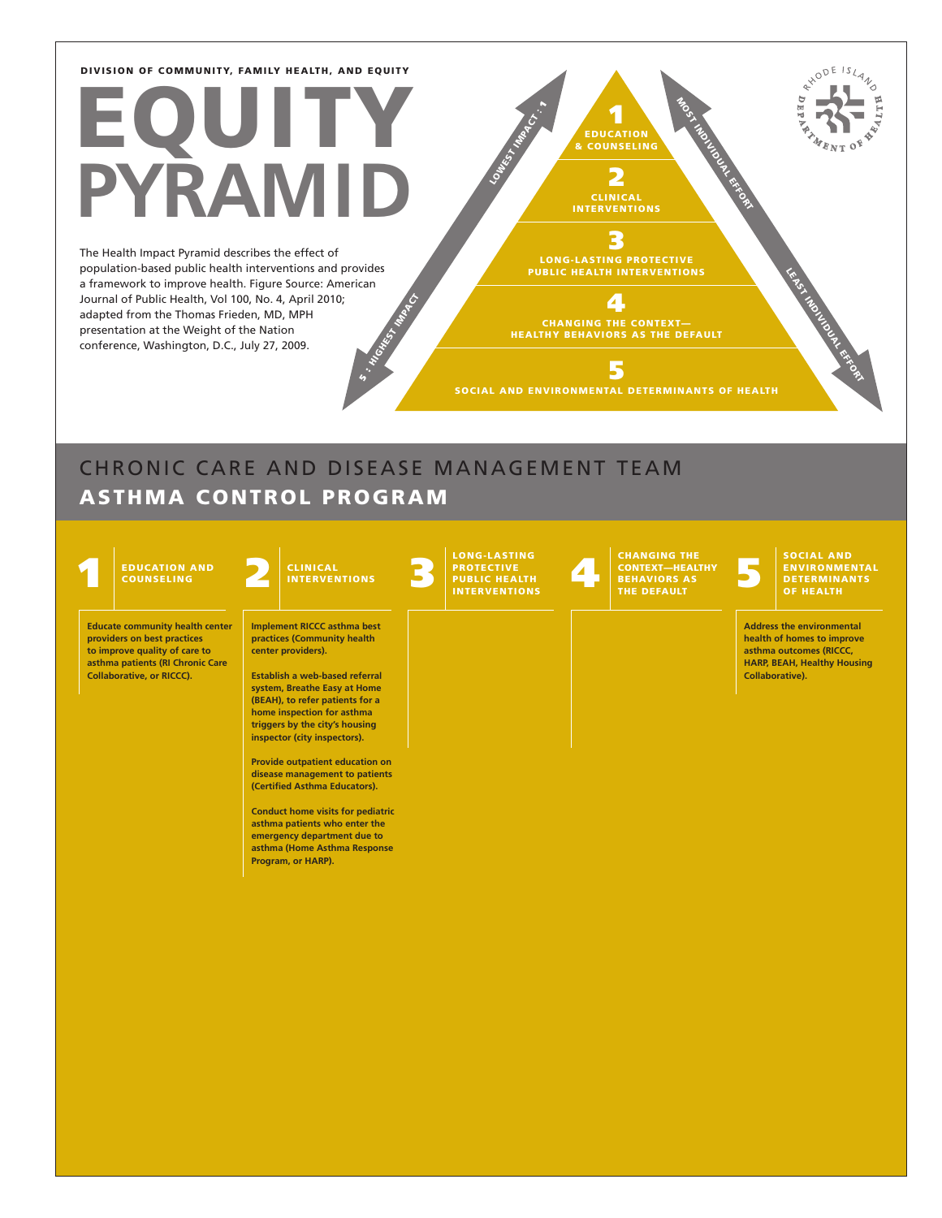DIVISION OF COMMUNITY, FAMILY HEALTH, AND EQUITY

# EQUITY PYRAMID

The Health Impact Pyramid describes the effect of population-based public health interventions and provides a framework to improve health. Figure Source: American Journal of Public Health, Vol 100, No. 4, April 2010; adapted from the Thomas Frieden, MD, MPH presentation at the Weight of the Nation conference, Washington, D.C., July 27, 2009.

1 EDUCATION & COUNSELING

2 CLINICAL INTERVENTIONS

3 LONG-LASTING PROTECTIVE PUBLIC HEALTH INTERVENTIONS

4 CHANGING THE CONTEXT—HEALTHY BEHAVIORS AS THE DEFAULT

5 SOCIAL AND ENVIRONMENTAL DETERMINANTS OF HEALTH

LOWEST IMPACT : 1 — 5 : HIGHEST IMPACT

MOST INDIVIDUAL EFFORT — LEAST INDIVIDUAL EFFORT

RHODE ISLAND DEPARTMENT OF HEALTH

## CHRONIC CARE AND DISEASE MANAGEMENT TEAM

## ASTHMA CONTROL PROGRAM

| 1 EDUCATION AND COUNSELING | 2 CLINICAL INTERVENTIONS | 3 LONG-LASTING PROTECTIVE PUBLIC HEALTH INTERVENTIONS | 4 CHANGING THE CONTEXT—HEALTHY BEHAVIORS AS THE DEFAULT | 5 SOCIAL AND ENVIRONMENTAL DETERMINANTS OF HEALTH |
|---|---|---|---|---|
| **Educate community health center providers on best practices to improve quality of care to asthma patients (RI Chronic Care Collaborative, or RICCC).** | **Implement RICCC asthma best practices (Community health center providers).**<br><br>**Establish a web-based referral system, Breathe Easy at Home (BEAH), to refer patients for a home inspection for asthma triggers by the city's housing inspector (city inspectors).**<br><br>**Provide outpatient education on disease management to patients (Certified Asthma Educators).**<br><br>**Conduct home visits for pediatric asthma patients who enter the emergency department due to asthma (Home Asthma Response Program, or HARP).** | | | **Address the environmental health of homes to improve asthma outcomes (RICCC, HARP, BEAH, Healthy Housing Collaborative).** |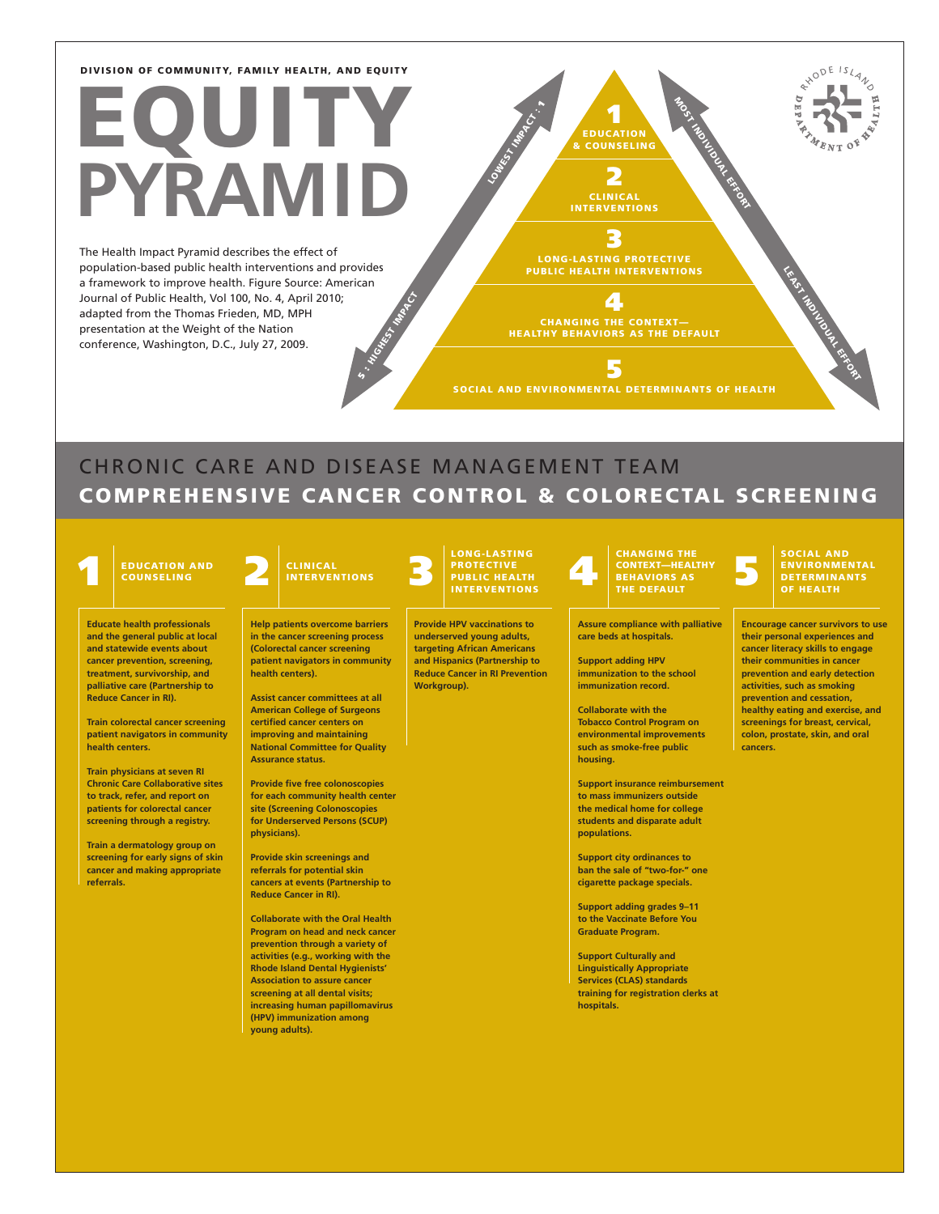DIVISION OF COMMUNITY, FAMILY HEALTH, AND EQUITY

# EQUITY PYRAMID

The Health Impact Pyramid describes the effect of population-based public health interventions and provides a framework to improve health. Figure Source: American Journal of Public Health, Vol 100, No. 4, April 2010; adapted from the Thomas Frieden, MD, MPH presentation at the Weight of the Nation conference, Washington, D.C., July 27, 2009.

LOWEST IMPACT : 1

5 : HIGHEST IMPACT

MOST INDIVIDUAL EFFORT

LEAST INDIVIDUAL EFFORT

1 EDUCATION & COUNSELING

2 CLINICAL INTERVENTIONS

3 LONG-LASTING PROTECTIVE PUBLIC HEALTH INTERVENTIONS

4 CHANGING THE CONTEXT—HEALTHY BEHAVIORS AS THE DEFAULT

5 SOCIAL AND ENVIRONMENTAL DETERMINANTS OF HEALTH

RHODE ISLAND DEPARTMENT OF HEALTH

## CHRONIC CARE AND DISEASE MANAGEMENT TEAM

## COMPREHENSIVE CANCER CONTROL & COLORECTAL SCREENING

### 1 EDUCATION AND COUNSELING

**Educate health professionals and the general public at local and statewide events about cancer prevention, screening, treatment, survivorship, and palliative care (Partnership to Reduce Cancer in RI).**

**Train colorectal cancer screening patient navigators in community health centers.**

**Train physicians at seven RI Chronic Care Collaborative sites to track, refer, and report on patients for colorectal cancer screening through a registry.**

**Train a dermatology group on screening for early signs of skin cancer and making appropriate referrals.**

### 2 CLINICAL INTERVENTIONS

**Help patients overcome barriers in the cancer screening process (Colorectal cancer screening patient navigators in community health centers).**

**Assist cancer committees at all American College of Surgeons certified cancer centers on improving and maintaining National Committee for Quality Assurance status.**

**Provide five free colonoscopies for each community health center site (Screening Colonoscopies for Underserved Persons (SCUP) physicians).**

**Provide skin screenings and referrals for potential skin cancers at events (Partnership to Reduce Cancer in RI).**

**Collaborate with the Oral Health Program on head and neck cancer prevention through a variety of activities (e.g., working with the Rhode Island Dental Hygienists' Association to assure cancer screening at all dental visits; increasing human papillomavirus (HPV) immunization among young adults).**

### 3 LONG-LASTING PROTECTIVE PUBLIC HEALTH INTERVENTIONS

**Provide HPV vaccinations to underserved young adults, targeting African Americans and Hispanics (Partnership to Reduce Cancer in RI Prevention Workgroup).**

### 4 CHANGING THE CONTEXT—HEALTHY BEHAVIORS AS THE DEFAULT

**Assure compliance with palliative care beds at hospitals.**

**Support adding HPV immunization to the school immunization record.**

**Collaborate with the Tobacco Control Program on environmental improvements such as smoke-free public housing.**

**Support insurance reimbursement to mass immunizers outside the medical home for college students and disparate adult populations.**

**Support city ordinances to ban the sale of "two-for-" one cigarette package specials.**

**Support adding grades 9–11 to the Vaccinate Before You Graduate Program.**

**Support Culturally and Linguistically Appropriate Services (CLAS) standards training for registration clerks at hospitals.**

### 5 SOCIAL AND ENVIRONMENTAL DETERMINANTS OF HEALTH

**Encourage cancer survivors to use their personal experiences and cancer literacy skills to engage their communities in cancer prevention and early detection activities, such as smoking prevention and cessation, healthy eating and exercise, and screenings for breast, cervical, colon, prostate, skin, and oral cancers.**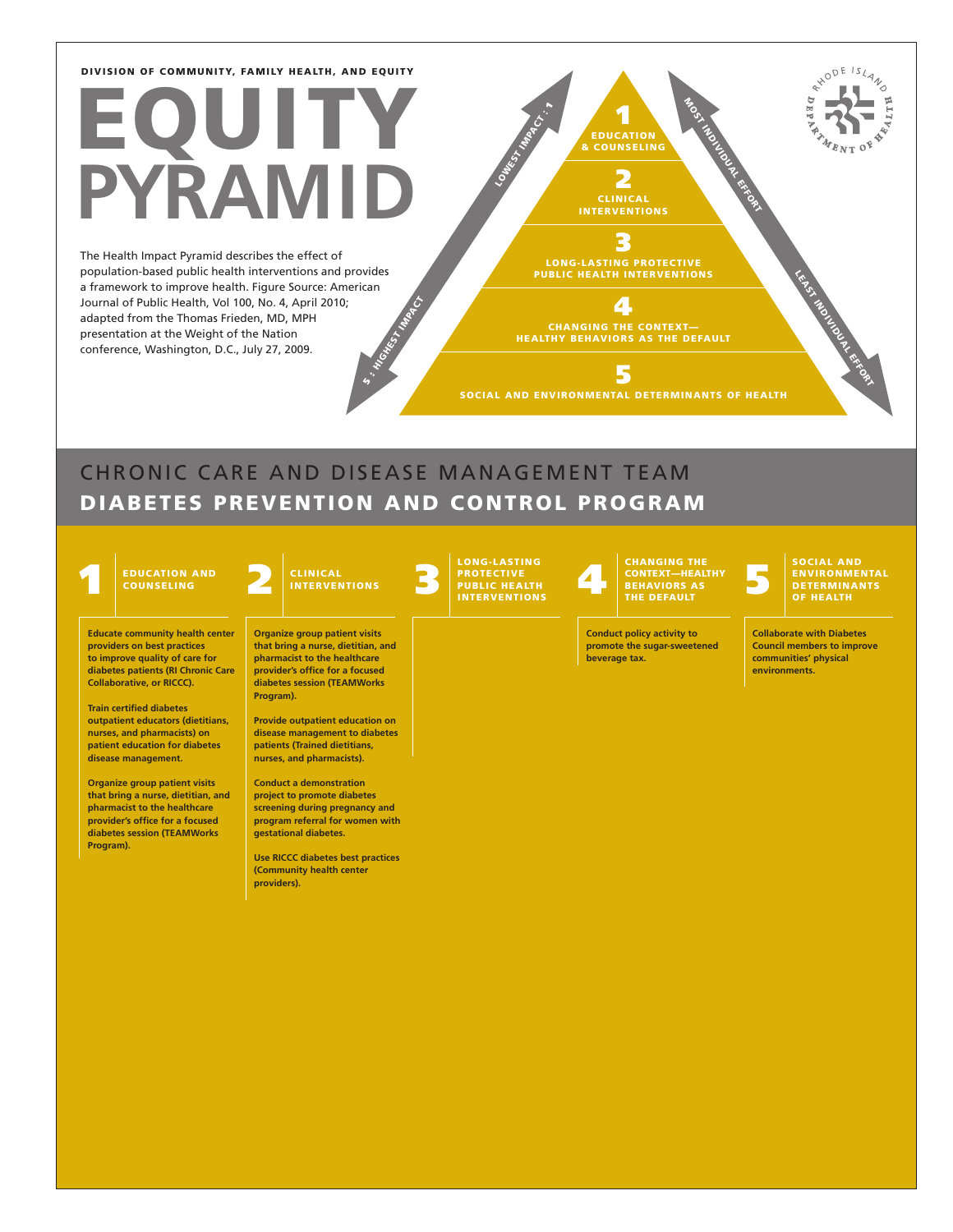DIVISION OF COMMUNITY, FAMILY HEALTH, AND EQUITY

# EQUITY PYRAMID

The Health Impact Pyramid describes the effect of population-based public health interventions and provides a framework to improve health. Figure Source: American Journal of Public Health, Vol 100, No. 4, April 2010; adapted from the Thomas Frieden, MD, MPH presentation at the Weight of the Nation conference, Washington, D.C., July 27, 2009.

1. EDUCATION & COUNSELING
2. CLINICAL INTERVENTIONS
3. LONG-LASTING PROTECTIVE PUBLIC HEALTH INTERVENTIONS
4. CHANGING THE CONTEXT—HEALTHY BEHAVIORS AS THE DEFAULT
5. SOCIAL AND ENVIRONMENTAL DETERMINANTS OF HEALTH

LOWEST IMPACT : 1 — 5 : HIGHEST IMPACT

MOST INDIVIDUAL EFFORT — LEAST INDIVIDUAL EFFORT

## CHRONIC CARE AND DISEASE MANAGEMENT TEAM

## DIABETES PREVENTION AND CONTROL PROGRAM

### 1 EDUCATION AND COUNSELING

**Educate community health center providers on best practices to improve quality of care for diabetes patients (RI Chronic Care Collaborative, or RICCC).**

**Train certified diabetes outpatient educators (dietitians, nurses, and pharmacists) on patient education for diabetes disease management.**

**Organize group patient visits that bring a nurse, dietitian, and pharmacist to the healthcare provider's office for a focused diabetes session (TEAMWorks Program).**

### 2 CLINICAL INTERVENTIONS

**Organize group patient visits that bring a nurse, dietitian, and pharmacist to the healthcare provider's office for a focused diabetes session (TEAMWorks Program).**

**Provide outpatient education on disease management to diabetes patients (Trained dietitians, nurses, and pharmacists).**

**Conduct a demonstration project to promote diabetes screening during pregnancy and program referral for women with gestational diabetes.**

**Use RICCC diabetes best practices (Community health center providers).**

### 3 LONG-LASTING PROTECTIVE PUBLIC HEALTH INTERVENTIONS

### 4 CHANGING THE CONTEXT—HEALTHY BEHAVIORS AS THE DEFAULT

**Conduct policy activity to promote the sugar-sweetened beverage tax.**

### 5 SOCIAL AND ENVIRONMENTAL DETERMINANTS OF HEALTH

**Collaborate with Diabetes Council members to improve communities' physical environments.**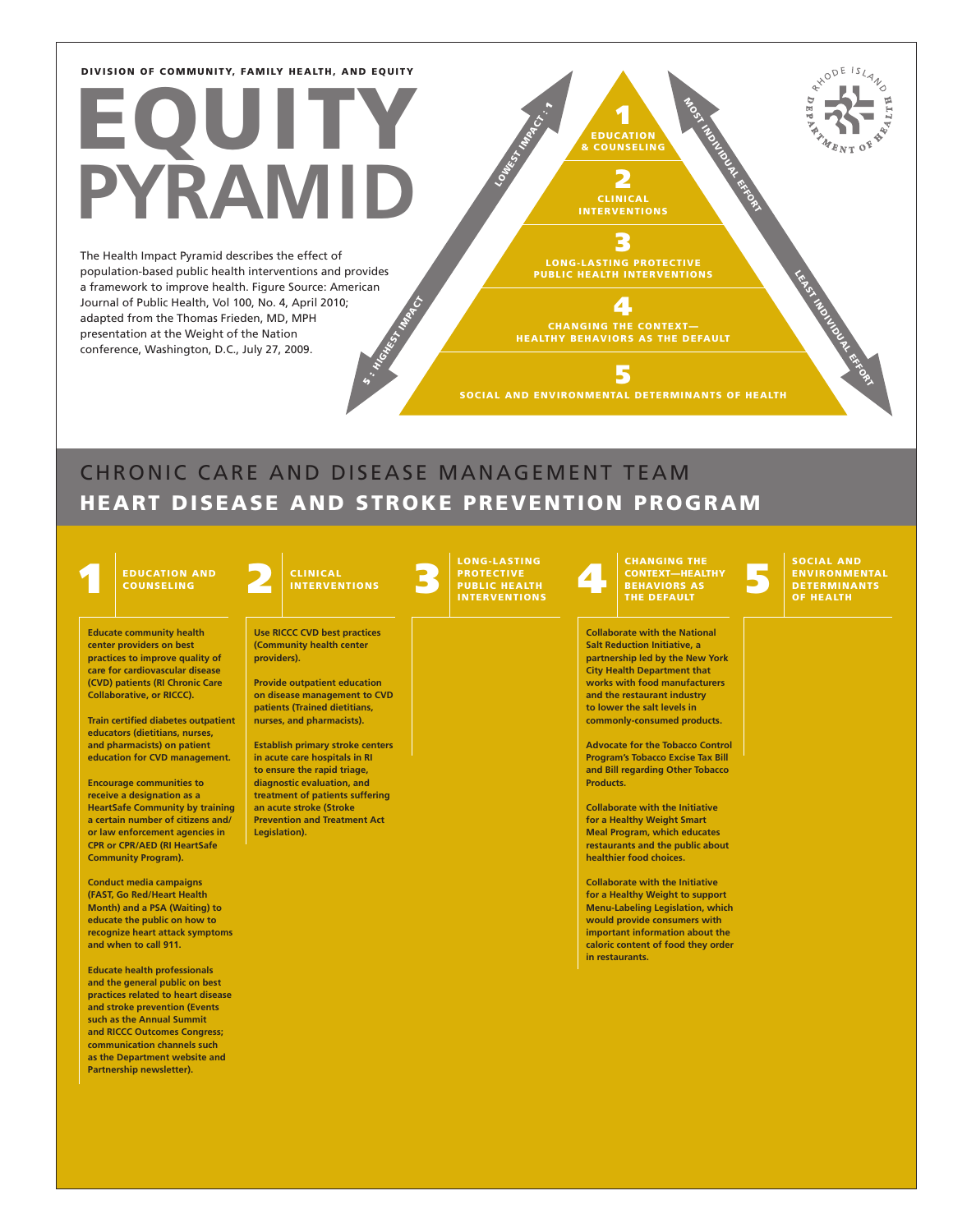DIVISION OF COMMUNITY, FAMILY HEALTH, AND EQUITY

# EQUITY PYRAMID

The Health Impact Pyramid describes the effect of population-based public health interventions and provides a framework to improve health. Figure Source: American Journal of Public Health, Vol 100, No. 4, April 2010; adapted from the Thomas Frieden, MD, MPH presentation at the Weight of the Nation conference, Washington, D.C., July 27, 2009.

1. EDUCATION & COUNSELING
2. CLINICAL INTERVENTIONS
3. LONG-LASTING PROTECTIVE PUBLIC HEALTH INTERVENTIONS
4. CHANGING THE CONTEXT—HEALTHY BEHAVIORS AS THE DEFAULT
5. SOCIAL AND ENVIRONMENTAL DETERMINANTS OF HEALTH

LOWEST IMPACT : 1 — 5 : HIGHEST IMPACT

MOST INDIVIDUAL EFFORT — LEAST INDIVIDUAL EFFORT

RHODE ISLAND DEPARTMENT OF HEALTH

## CHRONIC CARE AND DISEASE MANAGEMENT TEAM

## HEART DISEASE AND STROKE PREVENTION PROGRAM

### 1 EDUCATION AND COUNSELING

**Educate community health center providers on best practices to improve quality of care for cardiovascular disease (CVD) patients (RI Chronic Care Collaborative, or RICCC).**

**Train certified diabetes outpatient educators (dietitians, nurses, and pharmacists) on patient education for CVD management.**

**Encourage communities to receive a designation as a HeartSafe Community by training a certain number of citizens and/or law enforcement agencies in CPR or CPR/AED (RI HeartSafe Community Program).**

**Conduct media campaigns (FAST, Go Red/Heart Health Month) and a PSA (Waiting) to educate the public on how to recognize heart attack symptoms and when to call 911.**

**Educate health professionals and the general public on best practices related to heart disease and stroke prevention (Events such as the Annual Summit and RICCC Outcomes Congress; communication channels such as the Department website and Partnership newsletter).**

### 2 CLINICAL INTERVENTIONS

**Use RICCC CVD best practices (Community health center providers).**

**Provide outpatient education on disease management to CVD patients (Trained dietitians, nurses, and pharmacists).**

**Establish primary stroke centers in acute care hospitals in RI to ensure the rapid triage, diagnostic evaluation, and treatment of patients suffering an acute stroke (Stroke Prevention and Treatment Act Legislation).**

### 3 LONG-LASTING PROTECTIVE PUBLIC HEALTH INTERVENTIONS

### 4 CHANGING THE CONTEXT—HEALTHY BEHAVIORS AS THE DEFAULT

**Collaborate with the National Salt Reduction Initiative, a partnership led by the New York City Health Department that works with food manufacturers and the restaurant industry to lower the salt levels in commonly-consumed products.**

**Advocate for the Tobacco Control Program's Tobacco Excise Tax Bill and Bill regarding Other Tobacco Products.**

**Collaborate with the Initiative for a Healthy Weight Smart Meal Program, which educates restaurants and the public about healthier food choices.**

**Collaborate with the Initiative for a Healthy Weight to support Menu-Labeling Legislation, which would provide consumers with important information about the caloric content of food they order in restaurants.**

### 5 SOCIAL AND ENVIRONMENTAL DETERMINANTS OF HEALTH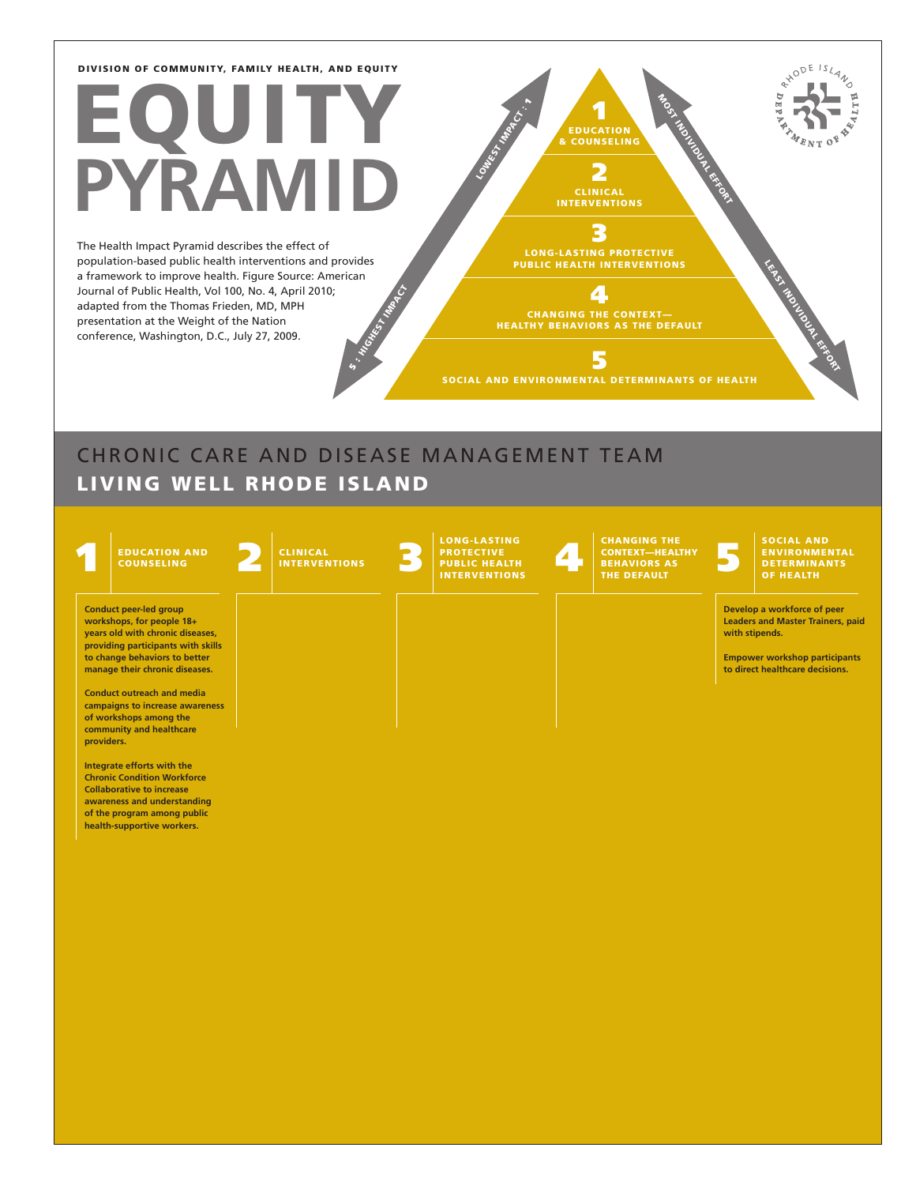DIVISION OF COMMUNITY, FAMILY HEALTH, AND EQUITY

# EQUITY PYRAMID

The Health Impact Pyramid describes the effect of population-based public health interventions and provides a framework to improve health. Figure Source: American Journal of Public Health, Vol 100, No. 4, April 2010; adapted from the Thomas Frieden, MD, MPH presentation at the Weight of the Nation conference, Washington, D.C., July 27, 2009.

LOWEST IMPACT : 1

5 : HIGHEST IMPACT

1 EDUCATION & COUNSELING

2 CLINICAL INTERVENTIONS

3 LONG-LASTING PROTECTIVE PUBLIC HEALTH INTERVENTIONS

4 CHANGING THE CONTEXT—HEALTHY BEHAVIORS AS THE DEFAULT

5 SOCIAL AND ENVIRONMENTAL DETERMINANTS OF HEALTH

MOST INDIVIDUAL EFFORT

LEAST INDIVIDUAL EFFORT

RHODE ISLAND DEPARTMENT OF HEALTH

## CHRONIC CARE AND DISEASE MANAGEMENT TEAM

## LIVING WELL RHODE ISLAND

| 1 EDUCATION AND COUNSELING | 2 CLINICAL INTERVENTIONS | 3 LONG-LASTING PROTECTIVE PUBLIC HEALTH INTERVENTIONS | 4 CHANGING THE CONTEXT—HEALTHY BEHAVIORS AS THE DEFAULT | 5 SOCIAL AND ENVIRONMENTAL DETERMINANTS OF HEALTH |
|---|---|---|---|---|
| **Conduct peer-led group workshops, for people 18+ years old with chronic diseases, providing participants with skills to change behaviors to better manage their chronic diseases.**<br><br>**Conduct outreach and media campaigns to increase awareness of workshops among the community and healthcare providers.**<br><br>**Integrate efforts with the Chronic Condition Workforce Collaborative to increase awareness and understanding of the program among public health-supportive workers.** | | | | **Develop a workforce of peer Leaders and Master Trainers, paid with stipends.**<br><br>**Empower workshop participants to direct healthcare decisions.** |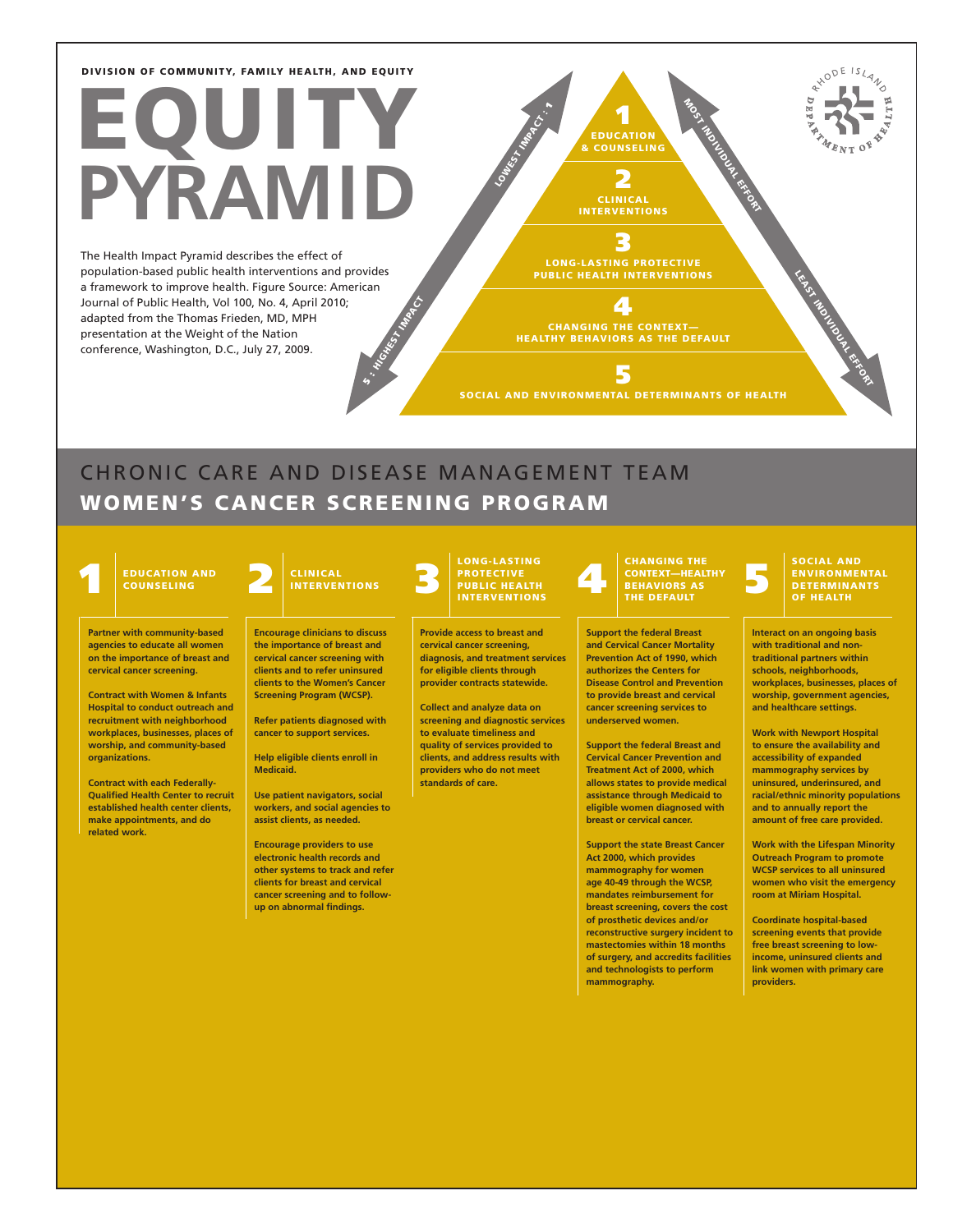DIVISION OF COMMUNITY, FAMILY HEALTH, AND EQUITY

# EQUITY PYRAMID

The Health Impact Pyramid describes the effect of population-based public health interventions and provides a framework to improve health. Figure Source: American Journal of Public Health, Vol 100, No. 4, April 2010; adapted from the Thomas Frieden, MD, MPH presentation at the Weight of the Nation conference, Washington, D.C., July 27, 2009.

LOWEST IMPACT : 1

5 : HIGHEST IMPACT

MOST INDIVIDUAL EFFORT

LEAST INDIVIDUAL EFFORT

1 EDUCATION & COUNSELING

2 CLINICAL INTERVENTIONS

3 LONG-LASTING PROTECTIVE PUBLIC HEALTH INTERVENTIONS

4 CHANGING THE CONTEXT— HEALTHY BEHAVIORS AS THE DEFAULT

5 SOCIAL AND ENVIRONMENTAL DETERMINANTS OF HEALTH

RHODE ISLAND DEPARTMENT OF HEALTH

## CHRONIC CARE AND DISEASE MANAGEMENT TEAM

## WOMEN'S CANCER SCREENING PROGRAM

### 1 EDUCATION AND COUNSELING

**Partner with community-based agencies to educate all women on the importance of breast and cervical cancer screening.**

**Contract with Women & Infants Hospital to conduct outreach and recruitment with neighborhood workplaces, businesses, places of worship, and community-based organizations.**

**Contract with each Federally-Qualified Health Center to recruit established health center clients, make appointments, and do related work.**

### 2 CLINICAL INTERVENTIONS

**Encourage clinicians to discuss the importance of breast and cervical cancer screening with clients and to refer uninsured clients to the Women's Cancer Screening Program (WCSP).**

**Refer patients diagnosed with cancer to support services.**

**Help eligible clients enroll in Medicaid.**

**Use patient navigators, social workers, and social agencies to assist clients, as needed.**

**Encourage providers to use electronic health records and other systems to track and refer clients for breast and cervical cancer screening and to follow-up on abnormal findings.**

### 3 LONG-LASTING PROTECTIVE PUBLIC HEALTH INTERVENTIONS

**Provide access to breast and cervical cancer screening, diagnosis, and treatment services for eligible clients through provider contracts statewide.**

**Collect and analyze data on screening and diagnostic services to evaluate timeliness and quality of services provided to clients, and address results with providers who do not meet standards of care.**

### 4 CHANGING THE CONTEXT—HEALTHY BEHAVIORS AS THE DEFAULT

**Support the federal Breast and Cervical Cancer Mortality Prevention Act of 1990, which authorizes the Centers for Disease Control and Prevention to provide breast and cervical cancer screening services to underserved women.**

**Support the federal Breast and Cervical Cancer Prevention and Treatment Act of 2000, which allows states to provide medical assistance through Medicaid to eligible women diagnosed with breast or cervical cancer.**

**Support the state Breast Cancer Act 2000, which provides mammography for women age 40-49 through the WCSP, mandates reimbursement for breast screening, covers the cost of prosthetic devices and/or reconstructive surgery incident to mastectomies within 18 months of surgery, and accredits facilities and technologists to perform mammography.**

### 5 SOCIAL AND ENVIRONMENTAL DETERMINANTS OF HEALTH

**Interact on an ongoing basis with traditional and non-traditional partners within schools, neighborhoods, workplaces, businesses, places of worship, government agencies, and healthcare settings.**

**Work with Newport Hospital to ensure the availability and accessibility of expanded mammography services by uninsured, underinsured, and racial/ethnic minority populations and to annually report the amount of free care provided.**

**Work with the Lifespan Minority Outreach Program to promote WCSP services to all uninsured women who visit the emergency room at Miriam Hospital.**

**Coordinate hospital-based screening events that provide free breast screening to low-income, uninsured clients and link women with primary care providers.**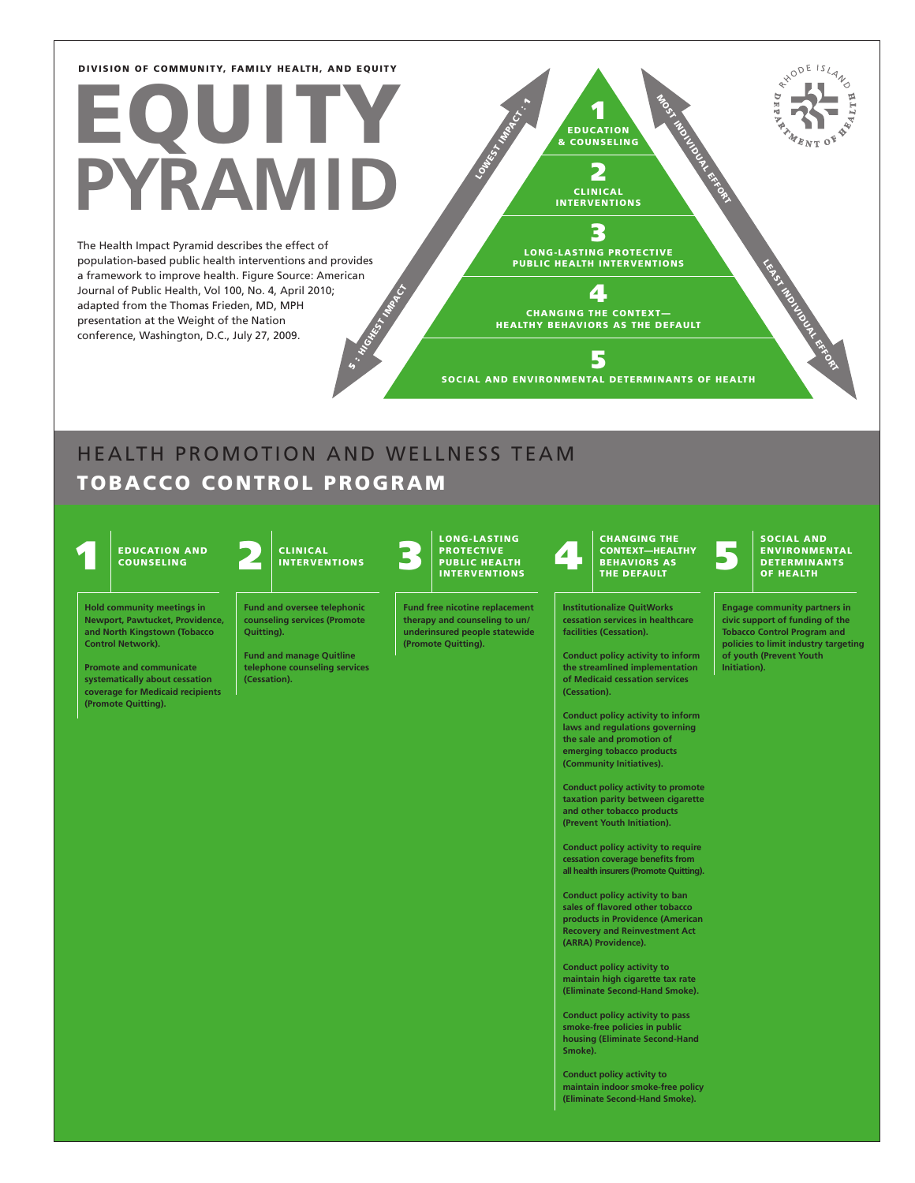DIVISION OF COMMUNITY, FAMILY HEALTH, AND EQUITY

# EQUITY PYRAMID

The Health Impact Pyramid describes the effect of population-based public health interventions and provides a framework to improve health. Figure Source: American Journal of Public Health, Vol 100, No. 4, April 2010; adapted from the Thomas Frieden, MD, MPH presentation at the Weight of the Nation conference, Washington, D.C., July 27, 2009.

LOWEST IMPACT : 1

5 : HIGHEST IMPACT

MOST INDIVIDUAL EFFORT

LEAST INDIVIDUAL EFFORT

1 EDUCATION & COUNSELING

2 CLINICAL INTERVENTIONS

3 LONG-LASTING PROTECTIVE PUBLIC HEALTH INTERVENTIONS

4 CHANGING THE CONTEXT— HEALTHY BEHAVIORS AS THE DEFAULT

5 SOCIAL AND ENVIRONMENTAL DETERMINANTS OF HEALTH

RHODE ISLAND DEPARTMENT OF HEALTH

## HEALTH PROMOTION AND WELLNESS TEAM

## TOBACCO CONTROL PROGRAM

### 1 EDUCATION AND COUNSELING

**Hold community meetings in Newport, Pawtucket, Providence, and North Kingstown (Tobacco Control Network).**

**Promote and communicate systematically about cessation coverage for Medicaid recipients (Promote Quitting).**

### 2 CLINICAL INTERVENTIONS

**Fund and oversee telephonic counseling services (Promote Quitting).**

**Fund and manage Quitline telephone counseling services (Cessation).**

### 3 LONG-LASTING PROTECTIVE PUBLIC HEALTH INTERVENTIONS

**Fund free nicotine replacement therapy and counseling to un/underinsured people statewide (Promote Quitting).**

### 4 CHANGING THE CONTEXT—HEALTHY BEHAVIORS AS THE DEFAULT

**Institutionalize QuitWorks cessation services in healthcare facilities (Cessation).**

**Conduct policy activity to inform the streamlined implementation of Medicaid cessation services (Cessation).**

**Conduct policy activity to inform laws and regulations governing the sale and promotion of emerging tobacco products (Community Initiatives).**

**Conduct policy activity to promote taxation parity between cigarette and other tobacco products (Prevent Youth Initiation).**

**Conduct policy activity to require cessation coverage benefits from all health insurers (Promote Quitting).**

**Conduct policy activity to ban sales of flavored other tobacco products in Providence (American Recovery and Reinvestment Act (ARRA) Providence).**

**Conduct policy activity to maintain high cigarette tax rate (Eliminate Second-Hand Smoke).**

**Conduct policy activity to pass smoke-free policies in public housing (Eliminate Second-Hand Smoke).**

**Conduct policy activity to maintain indoor smoke-free policy (Eliminate Second-Hand Smoke).**

### 5 SOCIAL AND ENVIRONMENTAL DETERMINANTS OF HEALTH

**Engage community partners in civic support of funding of the Tobacco Control Program and policies to limit industry targeting of youth (Prevent Youth Initiation).**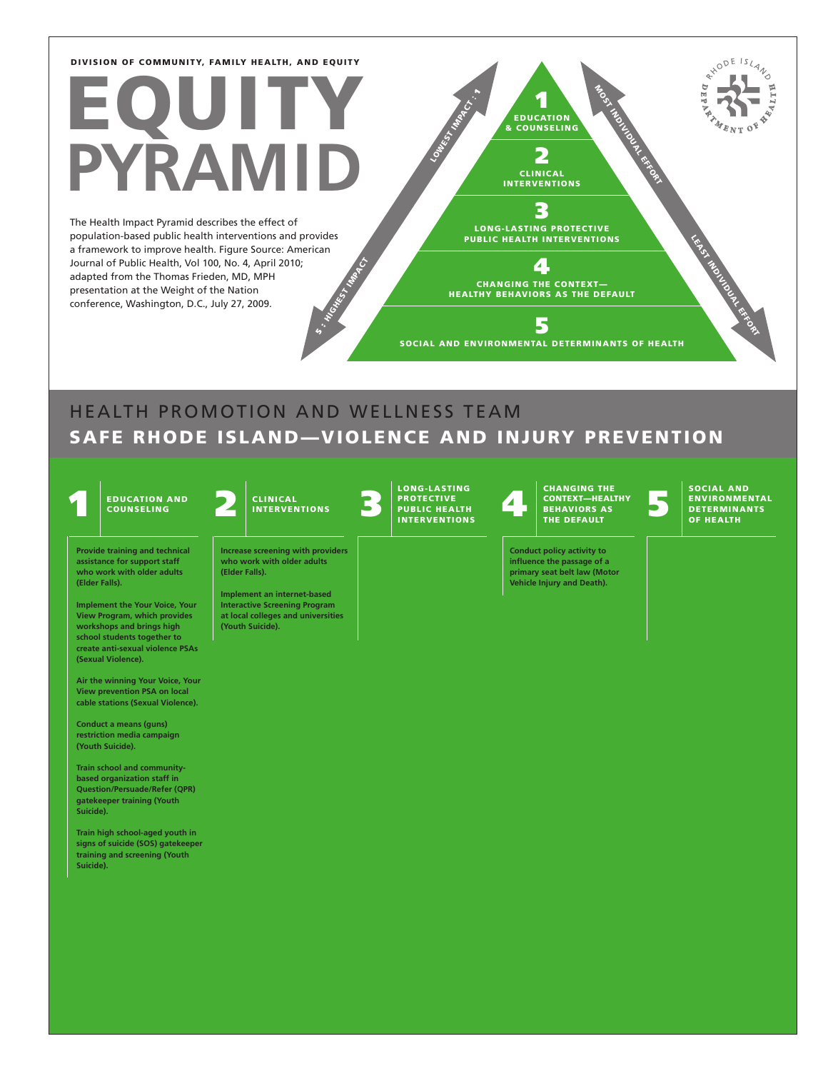DIVISION OF COMMUNITY, FAMILY HEALTH, AND EQUITY

# EQUITY PYRAMID

The Health Impact Pyramid describes the effect of population-based public health interventions and provides a framework to improve health. Figure Source: American Journal of Public Health, Vol 100, No. 4, April 2010; adapted from the Thomas Frieden, MD, MPH presentation at the Weight of the Nation conference, Washington, D.C., July 27, 2009.

LOWEST IMPACT : 1

5 : HIGHEST IMPACT

MOST INDIVIDUAL EFFORT

LEAST INDIVIDUAL EFFORT

1 EDUCATION & COUNSELING

2 CLINICAL INTERVENTIONS

3 LONG-LASTING PROTECTIVE PUBLIC HEALTH INTERVENTIONS

4 CHANGING THE CONTEXT—HEALTHY BEHAVIORS AS THE DEFAULT

5 SOCIAL AND ENVIRONMENTAL DETERMINANTS OF HEALTH

## HEALTH PROMOTION AND WELLNESS TEAM

## SAFE RHODE ISLAND—VIOLENCE AND INJURY PREVENTION

### 1 EDUCATION AND COUNSELING

**Provide training and technical assistance for support staff who work with older adults (Elder Falls).**

**Implement the Your Voice, Your View Program, which provides workshops and brings high school students together to create anti-sexual violence PSAs (Sexual Violence).**

**Air the winning Your Voice, Your View prevention PSA on local cable stations (Sexual Violence).**

**Conduct a means (guns) restriction media campaign (Youth Suicide).**

**Train school and community-based organization staff in Question/Persuade/Refer (QPR) gatekeeper training (Youth Suicide).**

**Train high school-aged youth in signs of suicide (SOS) gatekeeper training and screening (Youth Suicide).**

### 2 CLINICAL INTERVENTIONS

**Increase screening with providers who work with older adults (Elder Falls).**

**Implement an internet-based Interactive Screening Program at local colleges and universities (Youth Suicide).**

### 3 LONG-LASTING PROTECTIVE PUBLIC HEALTH INTERVENTIONS

### 4 CHANGING THE CONTEXT—HEALTHY BEHAVIORS AS THE DEFAULT

**Conduct policy activity to influence the passage of a primary seat belt law (Motor Vehicle Injury and Death).**

### 5 SOCIAL AND ENVIRONMENTAL DETERMINANTS OF HEALTH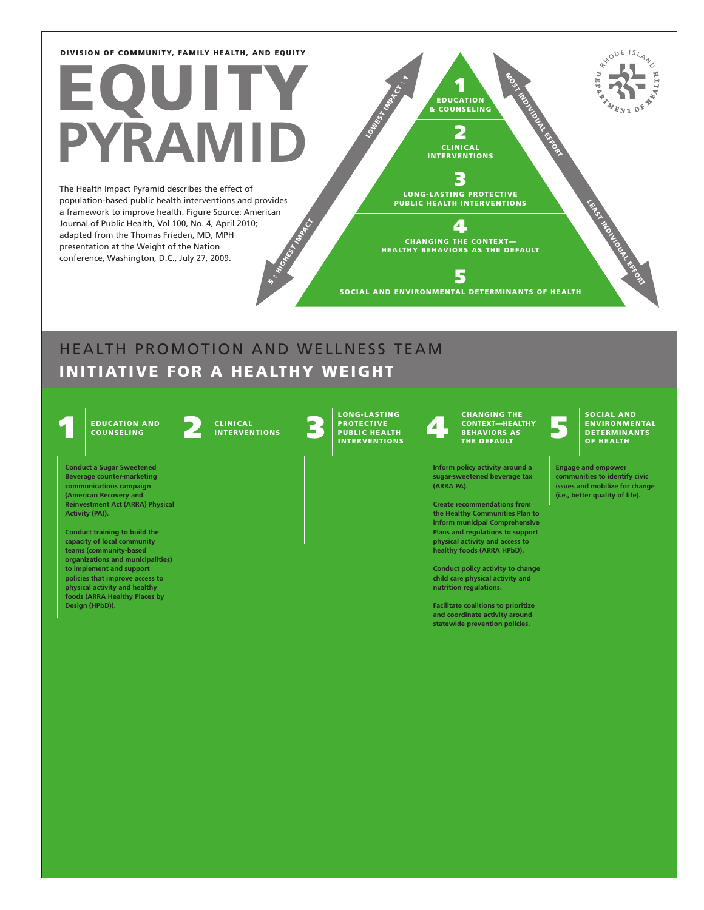DIVISION OF COMMUNITY, FAMILY HEALTH, AND EQUITY

# EQUITY PYRAMID

The Health Impact Pyramid describes the effect of population-based public health interventions and provides a framework to improve health. Figure Source: American Journal of Public Health, Vol 100, No. 4, April 2010; adapted from the Thomas Frieden, MD, MPH presentation at the Weight of the Nation conference, Washington, D.C., July 27, 2009.

LOWEST IMPACT : 1

5 : HIGHEST IMPACT

MOST INDIVIDUAL EFFORT

LEAST INDIVIDUAL EFFORT

1 EDUCATION & COUNSELING

2 CLINICAL INTERVENTIONS

3 LONG-LASTING PROTECTIVE PUBLIC HEALTH INTERVENTIONS

4 CHANGING THE CONTEXT—HEALTHY BEHAVIORS AS THE DEFAULT

5 SOCIAL AND ENVIRONMENTAL DETERMINANTS OF HEALTH

RHODE ISLAND DEPARTMENT OF HEALTH

## HEALTH PROMOTION AND WELLNESS TEAM
## INITIATIVE FOR A HEALTHY WEIGHT

| 1 EDUCATION AND COUNSELING | 2 CLINICAL INTERVENTIONS | 3 LONG-LASTING PROTECTIVE PUBLIC HEALTH INTERVENTIONS | 4 CHANGING THE CONTEXT—HEALTHY BEHAVIORS AS THE DEFAULT | 5 SOCIAL AND ENVIRONMENTAL DETERMINANTS OF HEALTH |
| --- | --- | --- | --- | --- |
| **Conduct a Sugar Sweetened Beverage counter-marketing communications campaign (American Recovery and Reinvestment Act (ARRA) Physical Activity (PA)).**<br><br>**Conduct training to build the capacity of local community teams (community-based organizations and municipalities) to implement and support policies that improve access to physical activity and healthy foods (ARRA Healthy Places by Design (HPbD)).** | | | **Inform policy activity around a sugar-sweetened beverage tax (ARRA PA).**<br><br>**Create recommendations from the Healthy Communities Plan to inform municipal Comprehensive Plans and regulations to support physical activity and access to healthy foods (ARRA HPbD).**<br><br>**Conduct policy activity to change child care physical activity and nutrition regulations.**<br><br>**Facilitate coalitions to prioritize and coordinate activity around statewide prevention policies.** | **Engage and empower communities to identify civic issues and mobilize for change (i.e., better quality of life).** |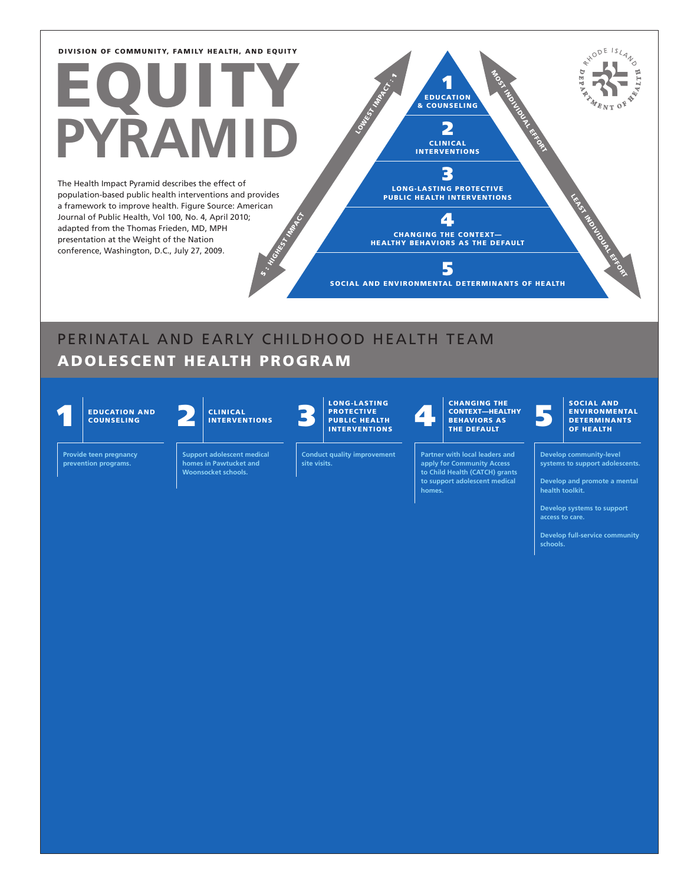DIVISION OF COMMUNITY, FAMILY HEALTH, AND EQUITY

# EQUITY PYRAMID

The Health Impact Pyramid describes the effect of population-based public health interventions and provides a framework to improve health. Figure Source: American Journal of Public Health, Vol 100, No. 4, April 2010; adapted from the Thomas Frieden, MD, MPH presentation at the Weight of the Nation conference, Washington, D.C., July 27, 2009.

LOWEST IMPACT : 1

5 : HIGHEST IMPACT

MOST INDIVIDUAL EFFORT

LEAST INDIVIDUAL EFFORT

**1** EDUCATION & COUNSELING

**2** CLINICAL INTERVENTIONS

**3** LONG-LASTING PROTECTIVE PUBLIC HEALTH INTERVENTIONS

**4** CHANGING THE CONTEXT—HEALTHY BEHAVIORS AS THE DEFAULT

**5** SOCIAL AND ENVIRONMENTAL DETERMINANTS OF HEALTH

RHODE ISLAND DEPARTMENT OF HEALTH

## PERINATAL AND EARLY CHILDHOOD HEALTH TEAM

## ADOLESCENT HEALTH PROGRAM

| 1 EDUCATION AND COUNSELING | 2 CLINICAL INTERVENTIONS | 3 LONG-LASTING PROTECTIVE PUBLIC HEALTH INTERVENTIONS | 4 CHANGING THE CONTEXT—HEALTHY BEHAVIORS AS THE DEFAULT | 5 SOCIAL AND ENVIRONMENTAL DETERMINANTS OF HEALTH |
|---|---|---|---|---|
| Provide teen pregnancy prevention programs. | Support adolescent medical homes in Pawtucket and Woonsocket schools. | Conduct quality improvement site visits. | Partner with local leaders and apply for Community Access to Child Health (CATCH) grants to support adolescent medical homes. | Develop community-level systems to support adolescents. |
| | | | | Develop and promote a mental health toolkit. |
| | | | | Develop systems to support access to care. |
| | | | | Develop full-service community schools. |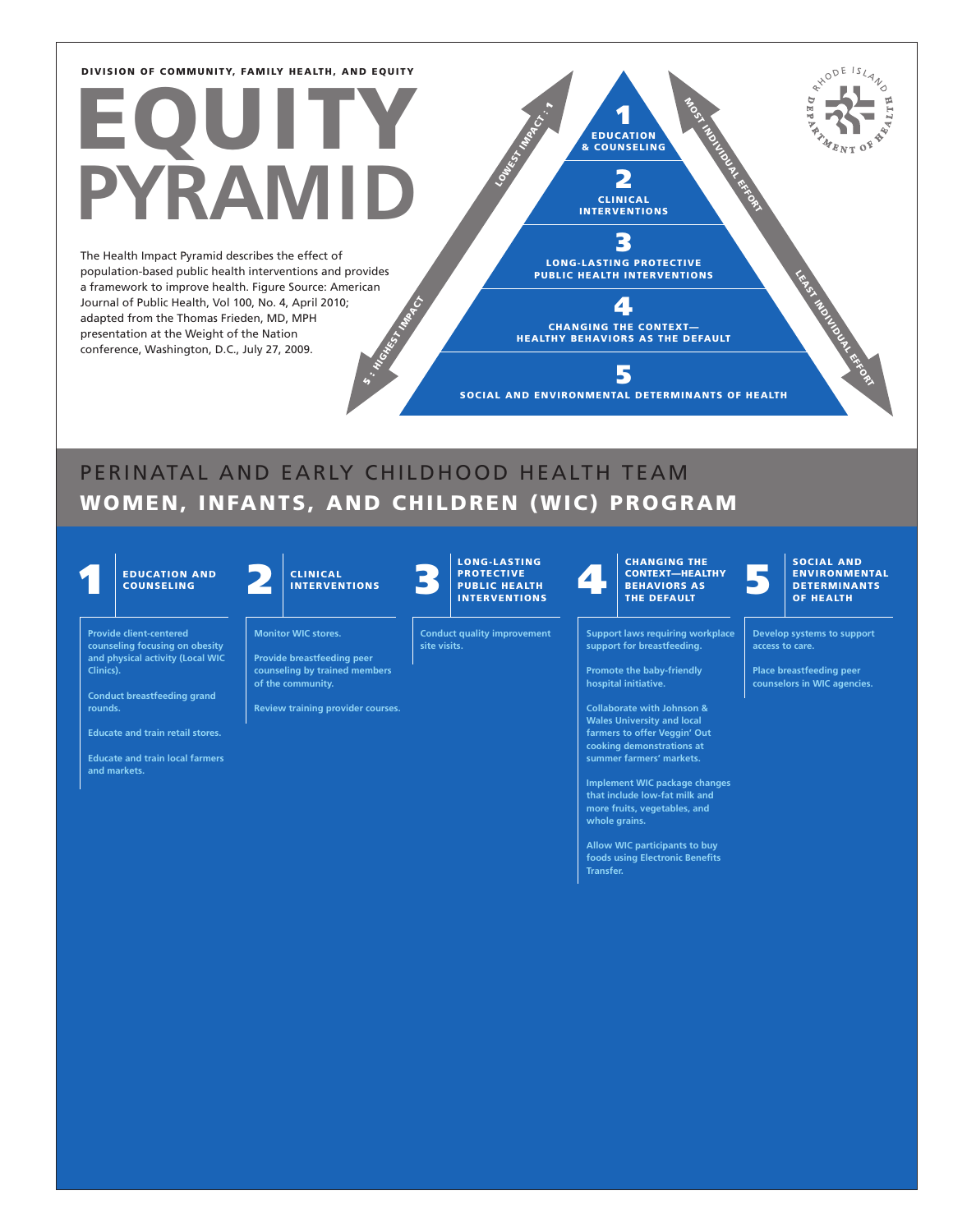DIVISION OF COMMUNITY, FAMILY HEALTH, AND EQUITY

# EQUITY PYRAMID

The Health Impact Pyramid describes the effect of population-based public health interventions and provides a framework to improve health. Figure Source: American Journal of Public Health, Vol 100, No. 4, April 2010; adapted from the Thomas Frieden, MD, MPH presentation at the Weight of the Nation conference, Washington, D.C., July 27, 2009.

LOWEST IMPACT : 1

5 : HIGHEST IMPACT

MOST INDIVIDUAL EFFORT

LEAST INDIVIDUAL EFFORT

1. EDUCATION & COUNSELING
2. CLINICAL INTERVENTIONS
3. LONG-LASTING PROTECTIVE PUBLIC HEALTH INTERVENTIONS
4. CHANGING THE CONTEXT—HEALTHY BEHAVIORS AS THE DEFAULT
5. SOCIAL AND ENVIRONMENTAL DETERMINANTS OF HEALTH

RHODE ISLAND DEPARTMENT OF HEALTH

## PERINATAL AND EARLY CHILDHOOD HEALTH TEAM

## WOMEN, INFANTS, AND CHILDREN (WIC) PROGRAM

### 1 EDUCATION AND COUNSELING

- Provide client-centered counseling focusing on obesity and physical activity (Local WIC Clinics).
- Conduct breastfeeding grand rounds.
- Educate and train retail stores.
- Educate and train local farmers and markets.

### 2 CLINICAL INTERVENTIONS

- Monitor WIC stores.
- Provide breastfeeding peer counseling by trained members of the community.
- Review training provider courses.

### 3 LONG-LASTING PROTECTIVE PUBLIC HEALTH INTERVENTIONS

- Conduct quality improvement site visits.

### 4 CHANGING THE CONTEXT—HEALTHY BEHAVIORS AS THE DEFAULT

- Support laws requiring workplace support for breastfeeding.
- Promote the baby-friendly hospital initiative.
- Collaborate with Johnson & Wales University and local farmers to offer Veggin' Out cooking demonstrations at summer farmers' markets.
- Implement WIC package changes that include low-fat milk and more fruits, vegetables, and whole grains.
- Allow WIC participants to buy foods using Electronic Benefits Transfer.

### 5 SOCIAL AND ENVIRONMENTAL DETERMINANTS OF HEALTH

- Develop systems to support access to care.
- Place breastfeeding peer counselors in WIC agencies.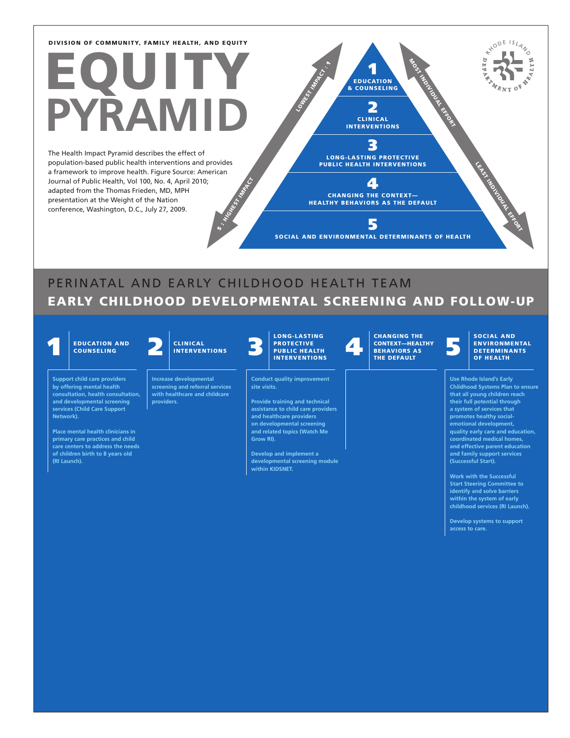DIVISION OF COMMUNITY, FAMILY HEALTH, AND EQUITY

# EQUITY PYRAMID

The Health Impact Pyramid describes the effect of population-based public health interventions and provides a framework to improve health. Figure Source: American Journal of Public Health, Vol 100, No. 4, April 2010; adapted from the Thomas Frieden, MD, MPH presentation at the Weight of the Nation conference, Washington, D.C., July 27, 2009.

LOWEST IMPACT : 1

5 : HIGHEST IMPACT

1 EDUCATION & COUNSELING

2 CLINICAL INTERVENTIONS

3 LONG-LASTING PROTECTIVE PUBLIC HEALTH INTERVENTIONS

4 CHANGING THE CONTEXT—HEALTHY BEHAVIORS AS THE DEFAULT

5 SOCIAL AND ENVIRONMENTAL DETERMINANTS OF HEALTH

MOST INDIVIDUAL EFFORT

LEAST INDIVIDUAL EFFORT

RHODE ISLAND DEPARTMENT OF HEALTH

## PERINATAL AND EARLY CHILDHOOD HEALTH TEAM

## EARLY CHILDHOOD DEVELOPMENTAL SCREENING AND FOLLOW-UP

### 1 EDUCATION AND COUNSELING

Support child care providers by offering mental health consultation, health consultation, and developmental screening services (Child Care Support Network).

Place mental health clinicians in primary care practices and child care centers to address the needs of children birth to 8 years old (RI Launch).

### 2 CLINICAL INTERVENTIONS

Increase developmental screening and referral services with healthcare and childcare providers.

### 3 LONG-LASTING PROTECTIVE PUBLIC HEALTH INTERVENTIONS

Conduct quality improvement site visits.

Provide training and technical assistance to child care providers and healthcare providers on developmental screening and related topics (Watch Me Grow RI).

Develop and implement a developmental screening module within KIDSNET.

### 4 CHANGING THE CONTEXT—HEALTHY BEHAVIORS AS THE DEFAULT

### 5 SOCIAL AND ENVIRONMENTAL DETERMINANTS OF HEALTH

Use Rhode Island's Early Childhood Systems Plan to ensure that all young children reach their full potential through a system of services that promotes healthy social-emotional development, quality early care and education, coordinated medical homes, and effective parent education and family support services (Successful Start).

Work with the Successful Start Steering Committee to identify and solve barriers within the system of early childhood services (RI Launch).

Develop systems to support access to care.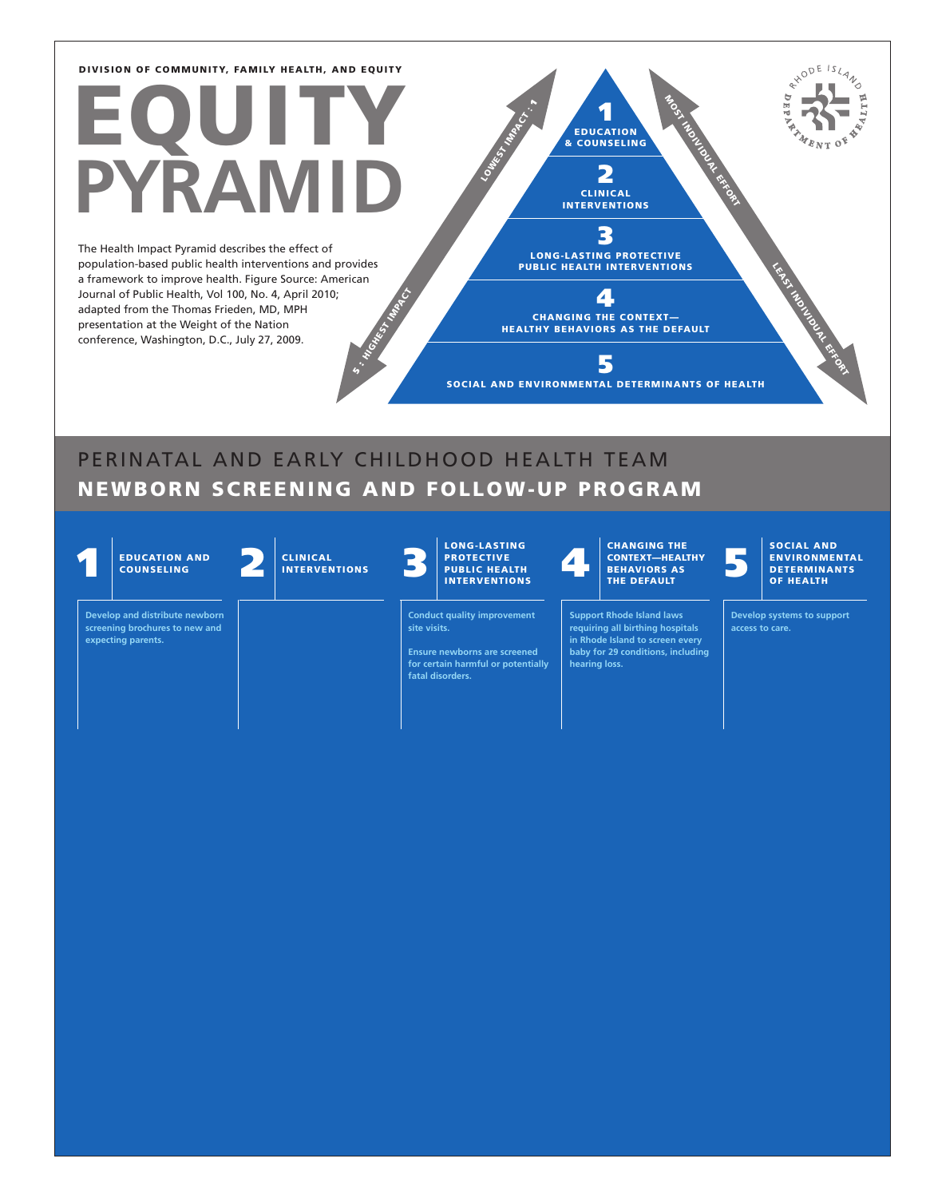DIVISION OF COMMUNITY, FAMILY HEALTH, AND EQUITY

# EQUITY PYRAMID

The Health Impact Pyramid describes the effect of population-based public health interventions and provides a framework to improve health. Figure Source: American Journal of Public Health, Vol 100, No. 4, April 2010; adapted from the Thomas Frieden, MD, MPH presentation at the Weight of the Nation conference, Washington, D.C., July 27, 2009.

LOWEST IMPACT : 1

5 : HIGHEST IMPACT

MOST INDIVIDUAL EFFORT

LEAST INDIVIDUAL EFFORT

1 EDUCATION & COUNSELING

2 CLINICAL INTERVENTIONS

3 LONG-LASTING PROTECTIVE PUBLIC HEALTH INTERVENTIONS

4 CHANGING THE CONTEXT—HEALTHY BEHAVIORS AS THE DEFAULT

5 SOCIAL AND ENVIRONMENTAL DETERMINANTS OF HEALTH

RHODE ISLAND DEPARTMENT OF HEALTH

## PERINATAL AND EARLY CHILDHOOD HEALTH TEAM

## NEWBORN SCREENING AND FOLLOW-UP PROGRAM

| 1 EDUCATION AND COUNSELING | 2 CLINICAL INTERVENTIONS | 3 LONG-LASTING PROTECTIVE PUBLIC HEALTH INTERVENTIONS | 4 CHANGING THE CONTEXT—HEALTHY BEHAVIORS AS THE DEFAULT | 5 SOCIAL AND ENVIRONMENTAL DETERMINANTS OF HEALTH |
|---|---|---|---|---|
| Develop and distribute newborn screening brochures to new and expecting parents. | | Conduct quality improvement site visits.<br><br>Ensure newborns are screened for certain harmful or potentially fatal disorders. | Support Rhode Island laws requiring all birthing hospitals in Rhode Island to screen every baby for 29 conditions, including hearing loss. | Develop systems to support access to care. |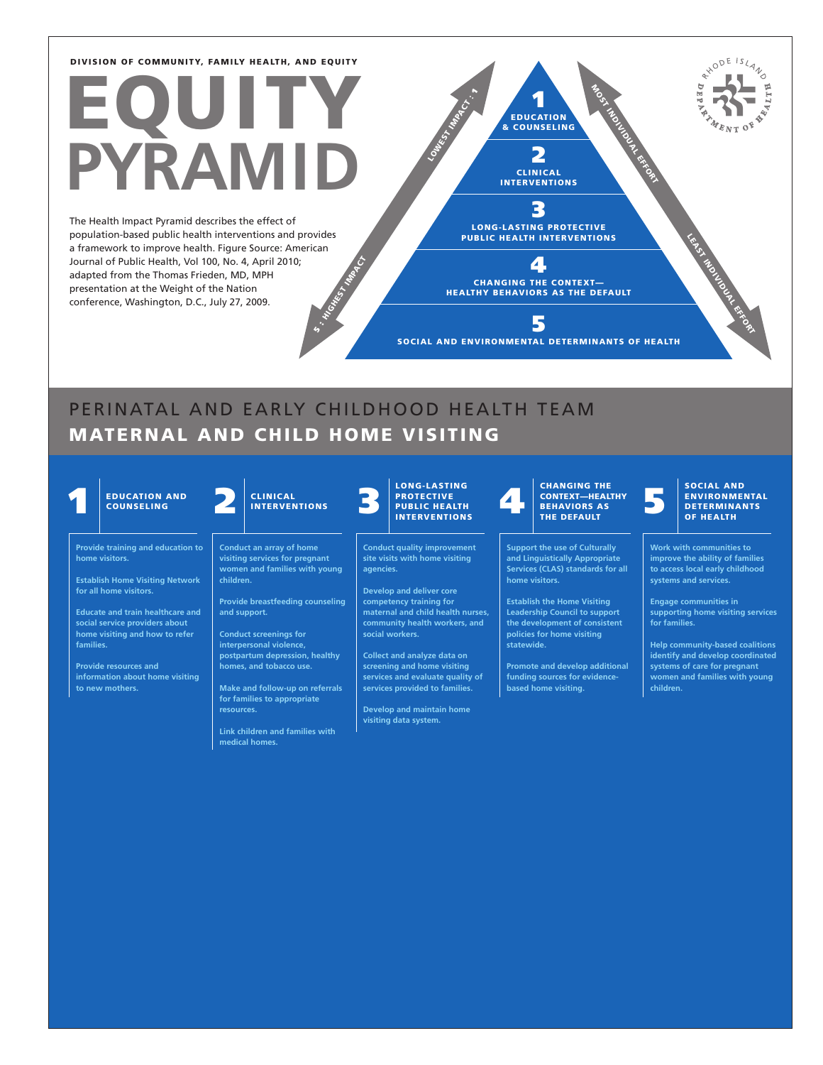DIVISION OF COMMUNITY, FAMILY HEALTH, AND EQUITY

# EQUITY PYRAMID

The Health Impact Pyramid describes the effect of population-based public health interventions and provides a framework to improve health. Figure Source: American Journal of Public Health, Vol 100, No. 4, April 2010; adapted from the Thomas Frieden, MD, MPH presentation at the Weight of the Nation conference, Washington, D.C., July 27, 2009.

LOWEST IMPACT : 1

5 : HIGHEST IMPACT

1 EDUCATION & COUNSELING

2 CLINICAL INTERVENTIONS

3 LONG-LASTING PROTECTIVE PUBLIC HEALTH INTERVENTIONS

4 CHANGING THE CONTEXT—HEALTHY BEHAVIORS AS THE DEFAULT

5 SOCIAL AND ENVIRONMENTAL DETERMINANTS OF HEALTH

MOST INDIVIDUAL EFFORT

LEAST INDIVIDUAL EFFORT

RHODE ISLAND DEPARTMENT OF HEALTH

## PERINATAL AND EARLY CHILDHOOD HEALTH TEAM

## MATERNAL AND CHILD HOME VISITING

### 1 EDUCATION AND COUNSELING

Provide training and education to home visitors.

Establish Home Visiting Network for all home visitors.

Educate and train healthcare and social service providers about home visiting and how to refer families.

Provide resources and information about home visiting to new mothers.

### 2 CLINICAL INTERVENTIONS

Conduct an array of home visiting services for pregnant women and families with young children.

Provide breastfeeding counseling and support.

Conduct screenings for interpersonal violence, postpartum depression, healthy homes, and tobacco use.

Make and follow-up on referrals for families to appropriate resources.

Link children and families with medical homes.

### 3 LONG-LASTING PROTECTIVE PUBLIC HEALTH INTERVENTIONS

Conduct quality improvement site visits with home visiting agencies.

Develop and deliver core competency training for maternal and child health nurses, community health workers, and social workers.

Collect and analyze data on screening and home visiting services and evaluate quality of services provided to families.

Develop and maintain home visiting data system.

### 4 CHANGING THE CONTEXT—HEALTHY BEHAVIORS AS THE DEFAULT

Support the use of Culturally and Linguistically Appropriate Services (CLAS) standards for all home visitors.

Establish the Home Visiting Leadership Council to support the development of consistent policies for home visiting statewide.

Promote and develop additional funding sources for evidence-based home visiting.

### 5 SOCIAL AND ENVIRONMENTAL DETERMINANTS OF HEALTH

Work with communities to improve the ability of families to access local early childhood systems and services.

Engage communities in supporting home visiting services for families.

Help community-based coalitions identify and develop coordinated systems of care for pregnant women and families with young children.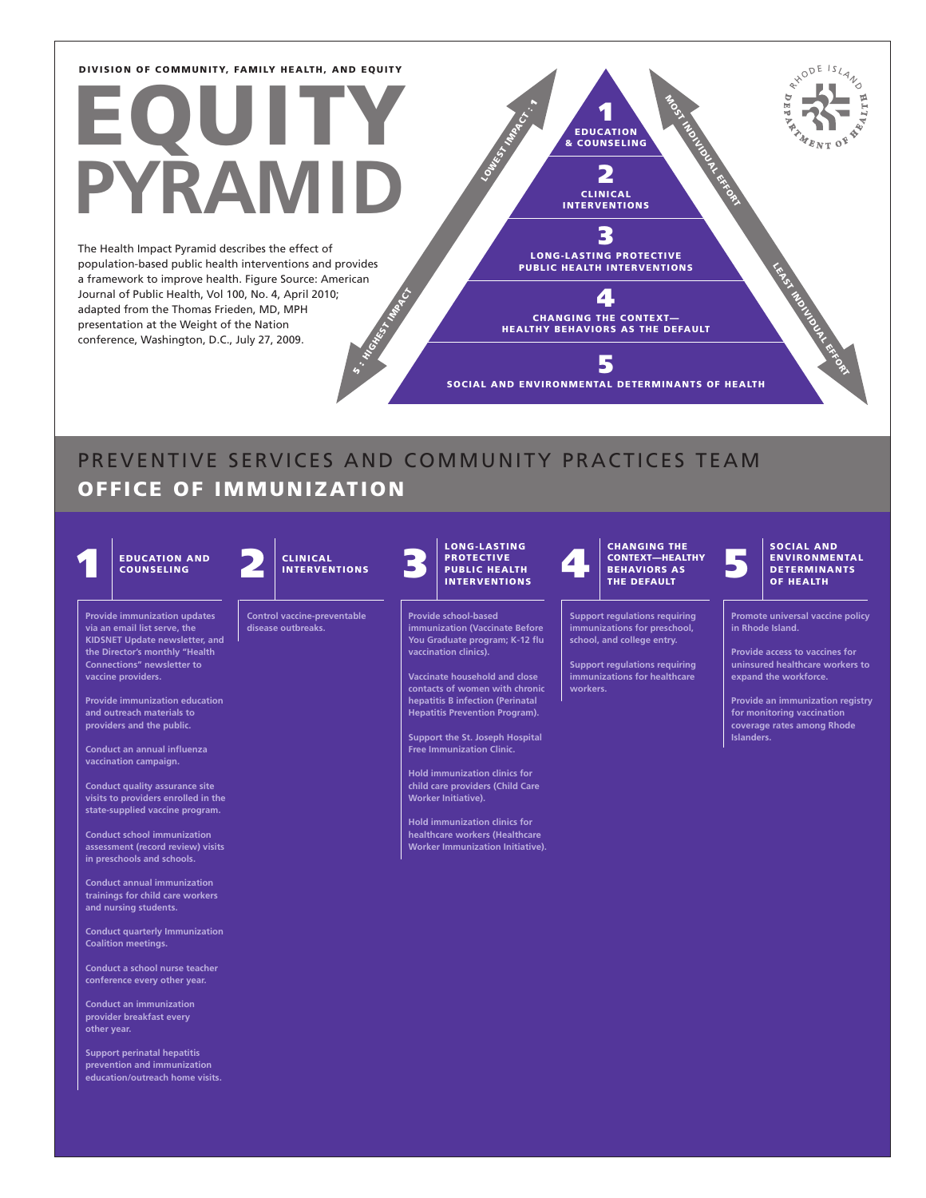DIVISION OF COMMUNITY, FAMILY HEALTH, AND EQUITY

# EQUITY PYRAMID

The Health Impact Pyramid describes the effect of population-based public health interventions and provides a framework to improve health. Figure Source: American Journal of Public Health, Vol 100, No. 4, April 2010; adapted from the Thomas Frieden, MD, MPH presentation at the Weight of the Nation conference, Washington, D.C., July 27, 2009.

LOWEST IMPACT : 1

5 : HIGHEST IMPACT

MOST INDIVIDUAL EFFORT

LEAST INDIVIDUAL EFFORT

1 EDUCATION & COUNSELING

2 CLINICAL INTERVENTIONS

3 LONG-LASTING PROTECTIVE PUBLIC HEALTH INTERVENTIONS

4 CHANGING THE CONTEXT—HEALTHY BEHAVIORS AS THE DEFAULT

5 SOCIAL AND ENVIRONMENTAL DETERMINANTS OF HEALTH

RHODE ISLAND DEPARTMENT OF HEALTH

## PREVENTIVE SERVICES AND COMMUNITY PRACTICES TEAM

## OFFICE OF IMMUNIZATION

### 1 EDUCATION AND COUNSELING

- Provide immunization updates via an email list serve, the KIDSNET Update newsletter, and the Director's monthly "Health Connections" newsletter to vaccine providers.
- Provide immunization education and outreach materials to providers and the public.
- Conduct an annual influenza vaccination campaign.
- Conduct quality assurance site visits to providers enrolled in the state-supplied vaccine program.
- Conduct school immunization assessment (record review) visits in preschools and schools.
- Conduct annual immunization trainings for child care workers and nursing students.
- Conduct quarterly Immunization Coalition meetings.
- Conduct a school nurse teacher conference every other year.
- Conduct an immunization provider breakfast every other year.
- Support perinatal hepatitis prevention and immunization education/outreach home visits.

### 2 CLINICAL INTERVENTIONS

- Control vaccine-preventable disease outbreaks.

### 3 LONG-LASTING PROTECTIVE PUBLIC HEALTH INTERVENTIONS

- Provide school-based immunization (Vaccinate Before You Graduate program; K-12 flu vaccination clinics).
- Vaccinate household and close contacts of women with chronic hepatitis B infection (Perinatal Hepatitis Prevention Program).
- Support the St. Joseph Hospital Free Immunization Clinic.
- Hold immunization clinics for child care providers (Child Care Worker Initiative).
- Hold immunization clinics for healthcare workers (Healthcare Worker Immunization Initiative).

### 4 CHANGING THE CONTEXT—HEALTHY BEHAVIORS AS THE DEFAULT

- Support regulations requiring immunizations for preschool, school, and college entry.
- Support regulations requiring immunizations for healthcare workers.

### 5 SOCIAL AND ENVIRONMENTAL DETERMINANTS OF HEALTH

- Promote universal vaccine policy in Rhode Island.
- Provide access to vaccines for uninsured healthcare workers to expand the workforce.
- Provide an immunization registry for monitoring vaccination coverage rates among Rhode Islanders.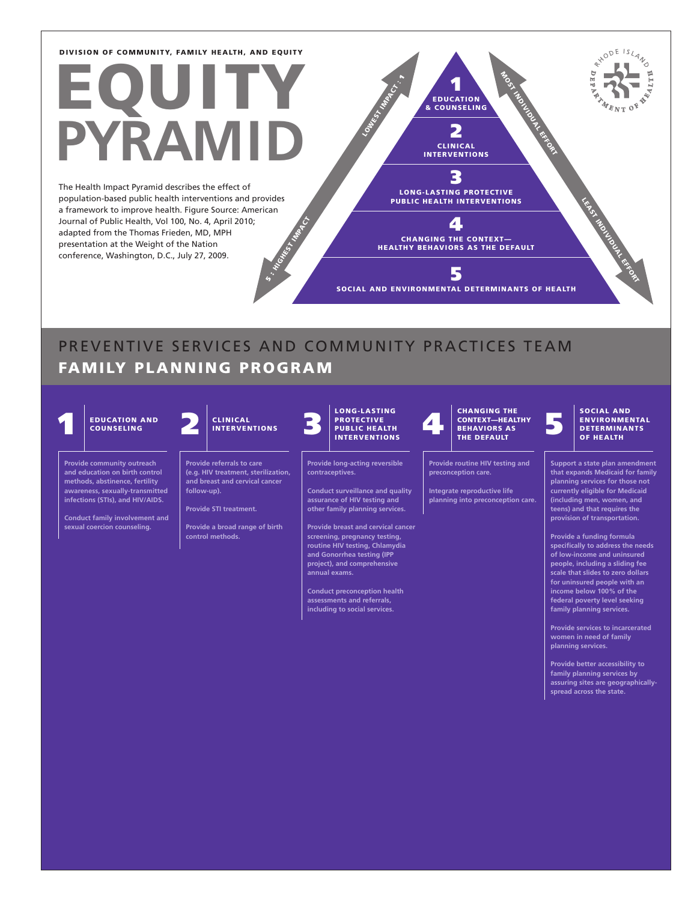DIVISION OF COMMUNITY, FAMILY HEALTH, AND EQUITY

# EQUITY PYRAMID

The Health Impact Pyramid describes the effect of population-based public health interventions and provides a framework to improve health. Figure Source: American Journal of Public Health, Vol 100, No. 4, April 2010; adapted from the Thomas Frieden, MD, MPH presentation at the Weight of the Nation conference, Washington, D.C., July 27, 2009.

LOWEST IMPACT : 1

5 : HIGHEST IMPACT

MOST INDIVIDUAL EFFORT

LEAST INDIVIDUAL EFFORT

1 EDUCATION & COUNSELING

2 CLINICAL INTERVENTIONS

3 LONG-LASTING PROTECTIVE PUBLIC HEALTH INTERVENTIONS

4 CHANGING THE CONTEXT—HEALTHY BEHAVIORS AS THE DEFAULT

5 SOCIAL AND ENVIRONMENTAL DETERMINANTS OF HEALTH

RHODE ISLAND DEPARTMENT OF HEALTH

## PREVENTIVE SERVICES AND COMMUNITY PRACTICES TEAM

## FAMILY PLANNING PROGRAM

### 1 EDUCATION AND COUNSELING

Provide community outreach and education on birth control methods, abstinence, fertility awareness, sexually-transmitted infections (STIs), and HIV/AIDS.

Conduct family involvement and sexual coercion counseling.

### 2 CLINICAL INTERVENTIONS

Provide referrals to care (e.g. HIV treatment, sterilization, and breast and cervical cancer follow-up).

Provide STI treatment.

Provide a broad range of birth control methods.

### 3 LONG-LASTING PROTECTIVE PUBLIC HEALTH INTERVENTIONS

Provide long-acting reversible contraceptives.

Conduct surveillance and quality assurance of HIV testing and other family planning services.

Provide breast and cervical cancer screening, pregnancy testing, routine HIV testing, Chlamydia and Gonorrhea testing (IPP project), and comprehensive annual exams.

Conduct preconception health assessments and referrals, including to social services.

### 4 CHANGING THE CONTEXT—HEALTHY BEHAVIORS AS THE DEFAULT

Provide routine HIV testing and preconception care.

Integrate reproductive life planning into preconception care.

### 5 SOCIAL AND ENVIRONMENTAL DETERMINANTS OF HEALTH

Support a state plan amendment that expands Medicaid for family planning services for those not currently eligible for Medicaid (including men, women, and teens) and that requires the provision of transportation.

Provide a funding formula specifically to address the needs of low-income and uninsured people, including a sliding fee scale that slides to zero dollars for uninsured people with an income below 100% of the federal poverty level seeking family planning services.

Provide services to incarcerated women in need of family planning services.

Provide better accessibility to family planning services by assuring sites are geographically-spread across the state.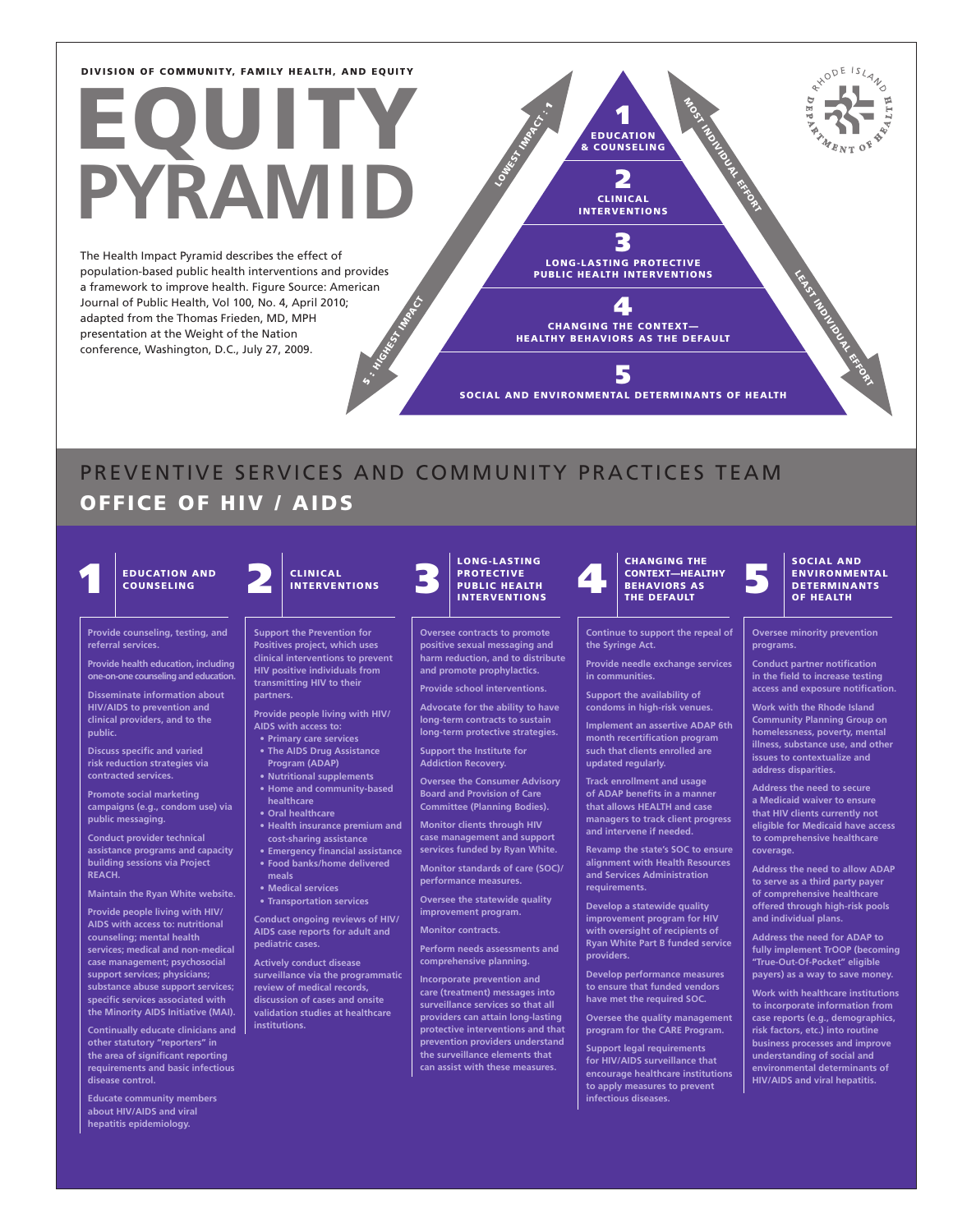DIVISION OF COMMUNITY, FAMILY HEALTH, AND EQUITY

# EQUITY PYRAMID

The Health Impact Pyramid describes the effect of population-based public health interventions and provides a framework to improve health. Figure Source: American Journal of Public Health, Vol 100, No. 4, April 2010; adapted from the Thomas Frieden, MD, MPH presentation at the Weight of the Nation conference, Washington, D.C., July 27, 2009.

1 EDUCATION & COUNSELING

2 CLINICAL INTERVENTIONS

3 LONG-LASTING PROTECTIVE PUBLIC HEALTH INTERVENTIONS

4 CHANGING THE CONTEXT—HEALTHY BEHAVIORS AS THE DEFAULT

5 SOCIAL AND ENVIRONMENTAL DETERMINANTS OF HEALTH

LOWEST IMPACT : 1 — 5 : HIGHEST IMPACT

MOST INDIVIDUAL EFFORT — LEAST INDIVIDUAL EFFORT

## PREVENTIVE SERVICES AND COMMUNITY PRACTICES TEAM

## OFFICE OF HIV / AIDS

### 1 EDUCATION AND COUNSELING

Provide counseling, testing, and referral services.

Provide health education, including one-on-one counseling and education.

Disseminate information about HIV/AIDS to prevention and clinical providers, and to the public.

Discuss specific and varied risk reduction strategies via contracted services.

Promote social marketing campaigns (e.g., condom use) via public messaging.

Conduct provider technical assistance programs and capacity building sessions via Project REACH.

Maintain the Ryan White website.

Provide people living with HIV/AIDS with access to: nutritional counseling; mental health services; medical and non-medical case management; psychosocial support services; physicians; substance abuse support services; specific services associated with the Minority AIDS Initiative (MAI).

Continually educate clinicians and other statutory "reporters" in the area of significant reporting requirements and basic infectious disease control.

Educate community members about HIV/AIDS and viral hepatitis epidemiology.

### 2 CLINICAL INTERVENTIONS

Support the Prevention for Positives project, which uses clinical interventions to prevent HIV positive individuals from transmitting HIV to their partners.

Provide people living with HIV/AIDS with access to:

- Primary care services
- The AIDS Drug Assistance Program (ADAP)
- Nutritional supplements
- Home and community-based healthcare
- Oral healthcare
- Health insurance premium and cost-sharing assistance
- Emergency financial assistance
- Food banks/home delivered meals
- Medical services
- Transportation services

Conduct ongoing reviews of HIV/AIDS case reports for adult and pediatric cases.

Actively conduct disease surveillance via the programmatic review of medical records, discussion of cases and onsite validation studies at healthcare institutions.

### 3 LONG-LASTING PROTECTIVE PUBLIC HEALTH INTERVENTIONS

Oversee contracts to promote positive sexual messaging and harm reduction, and to distribute and promote prophylactics.

Provide school interventions.

Advocate for the ability to have long-term contracts to sustain long-term protective strategies.

Support the Institute for Addiction Recovery.

Oversee the Consumer Advisory Board and Provision of Care Committee (Planning Bodies).

Monitor clients through HIV case management and support services funded by Ryan White.

Monitor standards of care (SOC)/performance measures.

Oversee the statewide quality improvement program.

Monitor contracts.

Perform needs assessments and comprehensive planning.

Incorporate prevention and care (treatment) messages into surveillance services so that all providers can attain long-lasting protective interventions and that prevention providers understand the surveillance elements that can assist with these measures.

### 4 CHANGING THE CONTEXT—HEALTHY BEHAVIORS AS THE DEFAULT

Continue to support the repeal of the Syringe Act.

Provide needle exchange services in communities.

Support the availability of condoms in high-risk venues.

Implement an assertive ADAP 6th month recertification program such that clients enrolled are updated regularly.

Track enrollment and usage of ADAP benefits in a manner that allows HEALTH and case managers to track client progress and intervene if needed.

Revamp the state's SOC to ensure alignment with Health Resources and Services Administration requirements.

Develop a statewide quality improvement program for HIV with oversight of recipients of Ryan White Part B funded service providers.

Develop performance measures to ensure that funded vendors have met the required SOC.

Oversee the quality management program for the CARE Program.

Support legal requirements for HIV/AIDS surveillance that encourage healthcare institutions to apply measures to prevent infectious diseases.

### 5 SOCIAL AND ENVIRONMENTAL DETERMINANTS OF HEALTH

Oversee minority prevention programs.

Conduct partner notification in the field to increase testing access and exposure notification.

Work with the Rhode Island Community Planning Group on homelessness, poverty, mental illness, substance use, and other issues to contextualize and address disparities.

Address the need to secure a Medicaid waiver to ensure that HIV clients currently not eligible for Medicaid have access to comprehensive healthcare coverage.

Address the need to allow ADAP to serve as a third party payer of comprehensive healthcare offered through high-risk pools and individual plans.

Address the need for ADAP to fully implement TrOOP (becoming "True-Out-Of-Pocket" eligible payers) as a way to save money.

Work with healthcare institutions to incorporate information from case reports (e.g., demographics, risk factors, etc.) into routine business processes and improve understanding of social and environmental determinants of HIV/AIDS and viral hepatitis.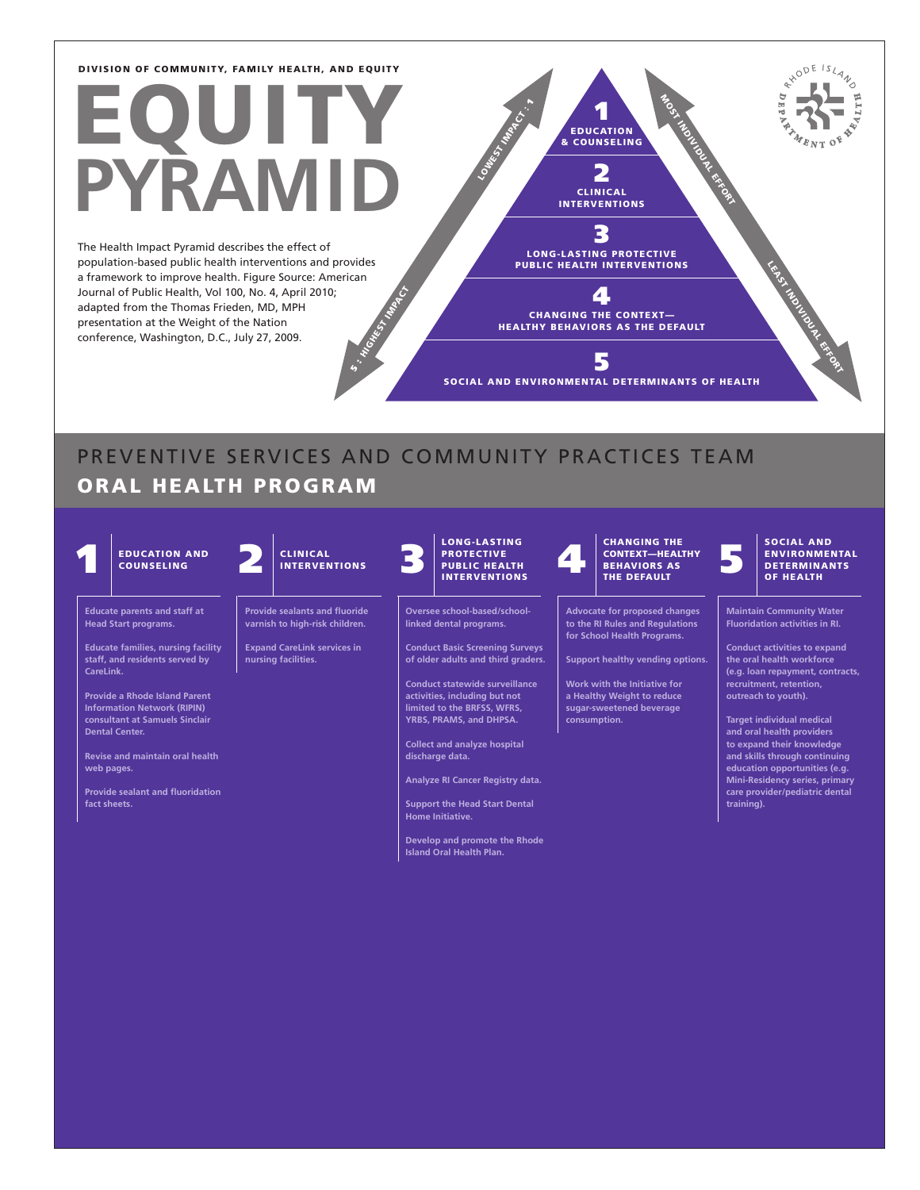DIVISION OF COMMUNITY, FAMILY HEALTH, AND EQUITY

# EQUITY PYRAMID

The Health Impact Pyramid describes the effect of population-based public health interventions and provides a framework to improve health. Figure Source: American Journal of Public Health, Vol 100, No. 4, April 2010; adapted from the Thomas Frieden, MD, MPH presentation at the Weight of the Nation conference, Washington, D.C., July 27, 2009.

LOWEST IMPACT : 1

5 : HIGHEST IMPACT

MOST INDIVIDUAL EFFORT

LEAST INDIVIDUAL EFFORT

1 EDUCATION & COUNSELING

2 CLINICAL INTERVENTIONS

3 LONG-LASTING PROTECTIVE PUBLIC HEALTH INTERVENTIONS

4 CHANGING THE CONTEXT—HEALTHY BEHAVIORS AS THE DEFAULT

5 SOCIAL AND ENVIRONMENTAL DETERMINANTS OF HEALTH

## PREVENTIVE SERVICES AND COMMUNITY PRACTICES TEAM

## ORAL HEALTH PROGRAM

### 1 EDUCATION AND COUNSELING

- Educate parents and staff at Head Start programs.
- Educate families, nursing facility staff, and residents served by CareLink.
- Provide a Rhode Island Parent Information Network (RIPIN) consultant at Samuels Sinclair Dental Center.
- Revise and maintain oral health web pages.
- Provide sealant and fluoridation fact sheets.

### 2 CLINICAL INTERVENTIONS

- Provide sealants and fluoride varnish to high-risk children.
- Expand CareLink services in nursing facilities.

### 3 LONG-LASTING PROTECTIVE PUBLIC HEALTH INTERVENTIONS

- Oversee school-based/school-linked dental programs.
- Conduct Basic Screening Surveys of older adults and third graders.
- Conduct statewide surveillance activities, including but not limited to the BRFSS, WFRS, YRBS, PRAMS, and DHPSA.
- Collect and analyze hospital discharge data.
- Analyze RI Cancer Registry data.
- Support the Head Start Dental Home Initiative.
- Develop and promote the Rhode Island Oral Health Plan.

### 4 CHANGING THE CONTEXT—HEALTHY BEHAVIORS AS THE DEFAULT

- Advocate for proposed changes to the RI Rules and Regulations for School Health Programs.
- Support healthy vending options.
- Work with the Initiative for a Healthy Weight to reduce sugar-sweetened beverage consumption.

### 5 SOCIAL AND ENVIRONMENTAL DETERMINANTS OF HEALTH

- Maintain Community Water Fluoridation activities in RI.
- Conduct activities to expand the oral health workforce (e.g. loan repayment, contracts, recruitment, retention, outreach to youth).
- Target individual medical and oral health providers to expand their knowledge and skills through continuing education opportunities (e.g. Mini-Residency series, primary care provider/pediatric dental training).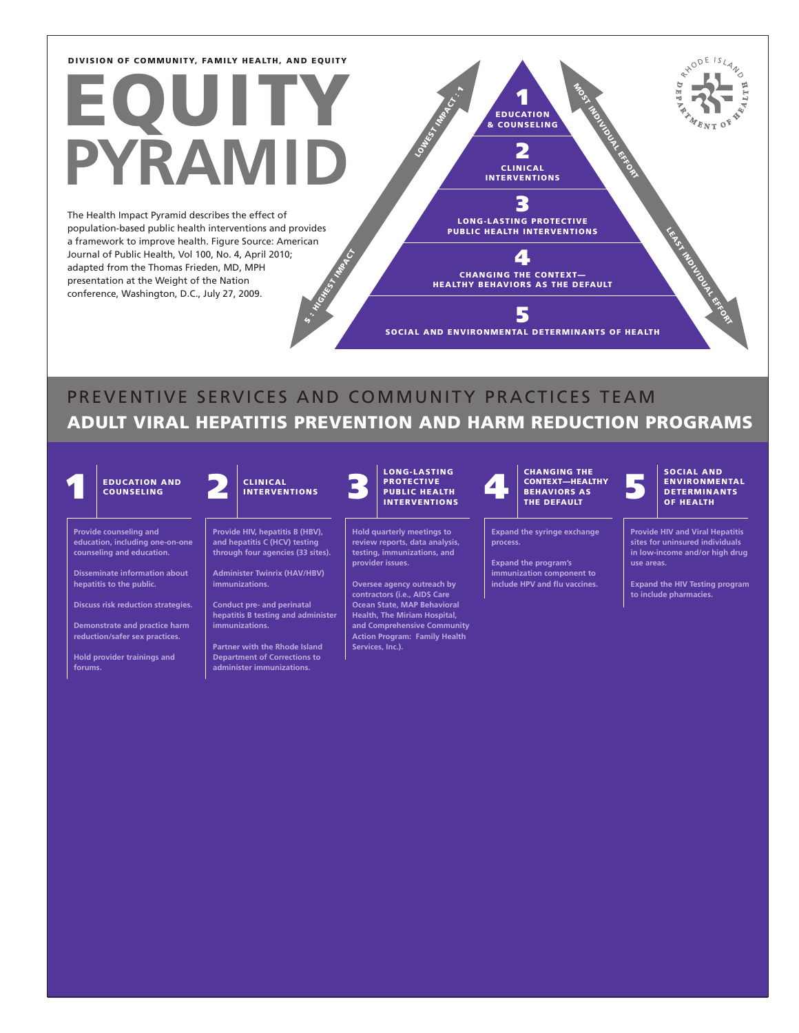DIVISION OF COMMUNITY, FAMILY HEALTH, AND EQUITY

# EQUITY PYRAMID

The Health Impact Pyramid describes the effect of population-based public health interventions and provides a framework to improve health. Figure Source: American Journal of Public Health, Vol 100, No. 4, April 2010; adapted from the Thomas Frieden, MD, MPH presentation at the Weight of the Nation conference, Washington, D.C., July 27, 2009.

LOWEST IMPACT : 1

5 : HIGHEST IMPACT

1 EDUCATION & COUNSELING

2 CLINICAL INTERVENTIONS

3 LONG-LASTING PROTECTIVE PUBLIC HEALTH INTERVENTIONS

4 CHANGING THE CONTEXT—HEALTHY BEHAVIORS AS THE DEFAULT

5 SOCIAL AND ENVIRONMENTAL DETERMINANTS OF HEALTH

MOST INDIVIDUAL EFFORT

LEAST INDIVIDUAL EFFORT

RHODE ISLAND DEPARTMENT OF HEALTH

## PREVENTIVE SERVICES AND COMMUNITY PRACTICES TEAM

## ADULT VIRAL HEPATITIS PREVENTION AND HARM REDUCTION PROGRAMS

### 1 EDUCATION AND COUNSELING

Provide counseling and education, including one-on-one counseling and education.

Disseminate information about hepatitis to the public.

Discuss risk reduction strategies.

Demonstrate and practice harm reduction/safer sex practices.

Hold provider trainings and forums.

### 2 CLINICAL INTERVENTIONS

Provide HIV, hepatitis B (HBV), and hepatitis C (HCV) testing through four agencies (33 sites).

Administer Twinrix (HAV/HBV) immunizations.

Conduct pre- and perinatal hepatitis B testing and administer immunizations.

Partner with the Rhode Island Department of Corrections to administer immunizations.

### 3 LONG-LASTING PROTECTIVE PUBLIC HEALTH INTERVENTIONS

Hold quarterly meetings to review reports, data analysis, testing, immunizations, and provider issues.

Oversee agency outreach by contractors (i.e., AIDS Care Ocean State, MAP Behavioral Health, The Miriam Hospital, and Comprehensive Community Action Program: Family Health Services, Inc.).

### 4 CHANGING THE CONTEXT—HEALTHY BEHAVIORS AS THE DEFAULT

Expand the syringe exchange process.

Expand the program's immunization component to include HPV and flu vaccines.

### 5 SOCIAL AND ENVIRONMENTAL DETERMINANTS OF HEALTH

Provide HIV and Viral Hepatitis sites for uninsured individuals in low-income and/or high drug use areas.

Expand the HIV Testing program to include pharmacies.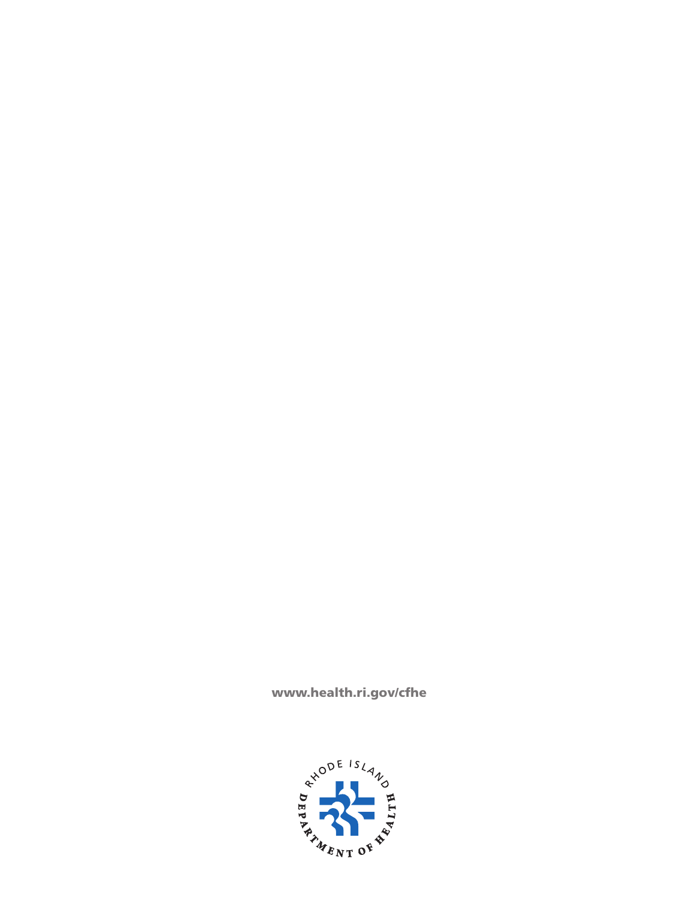www.health.ri.gov/cfhe

RHODE ISLAND DEPARTMENT OF HEALTH